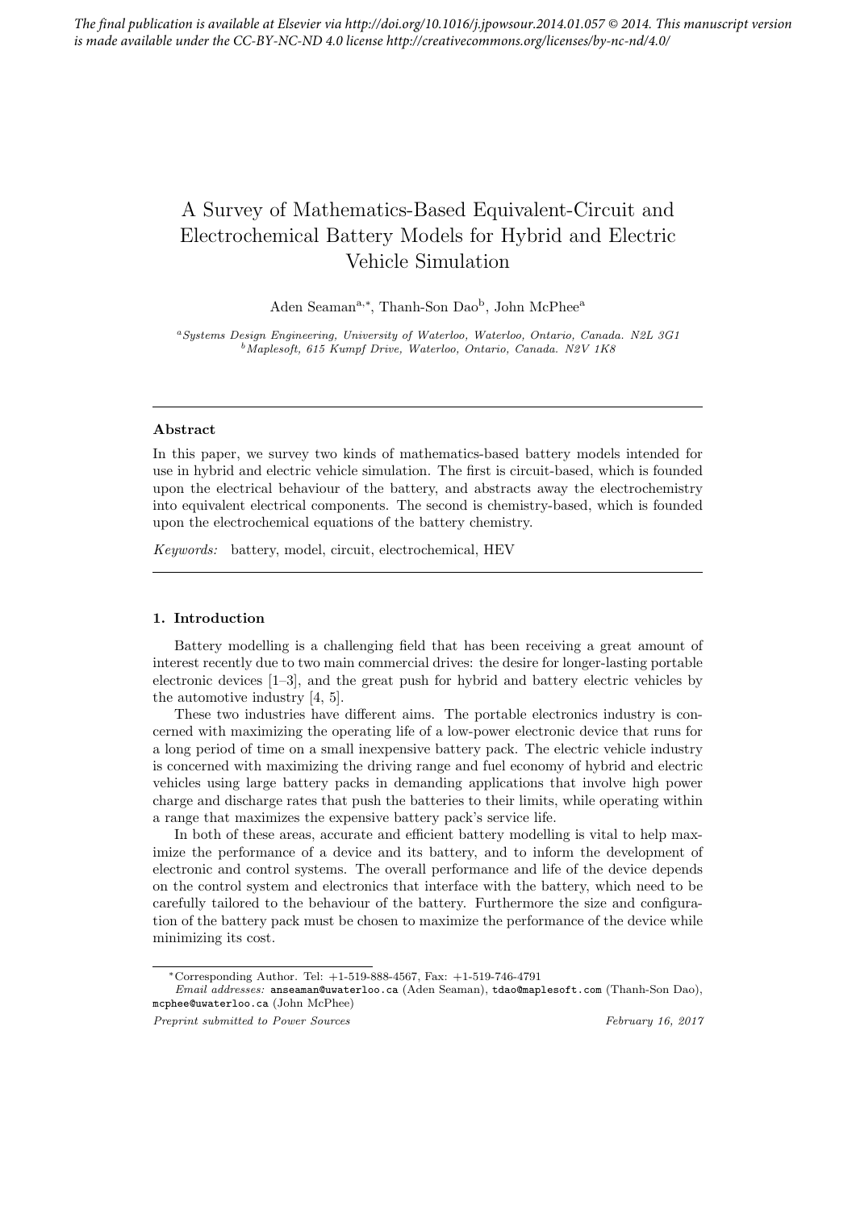*The final publication is available at Elsevier via http://doi.org/10.1016/j.jpowsour.2014.01.057 © 2014. This manuscript version is made available under the CC-BY-NC-ND 4.0 license http://creativecommons.org/licenses/by-nc-nd/4.0/*

# A Survey of Mathematics-Based Equivalent-Circuit and Electrochemical Battery Models for Hybrid and Electric Vehicle Simulation

Aden Seaman[a,*], Thanh-Son Dao[b], John McPhee[a]

[a] *Systems Design Engineering, University of Waterloo, Waterloo, Ontario, Canada. N2L 3G1*
[b] *Maplesoft, 615 Kumpf Drive, Waterloo, Ontario, Canada. N2V 1K8*

---

**Abstract**

In this paper, we survey two kinds of mathematics-based battery models intended for use in hybrid and electric vehicle simulation. The first is circuit-based, which is founded upon the electrical behaviour of the battery, and abstracts away the electrochemistry into equivalent electrical components. The second is chemistry-based, which is founded upon the electrochemical equations of the battery chemistry.

*Keywords:* battery, model, circuit, electrochemical, HEV

---

## 1. Introduction

Battery modelling is a challenging field that has been receiving a great amount of interest recently due to two main commercial drives: the desire for longer-lasting portable electronic devices [1–3], and the great push for hybrid and battery electric vehicles by the automotive industry [4, 5].

These two industries have different aims. The portable electronics industry is concerned with maximizing the operating life of a low-power electronic device that runs for a long period of time on a small inexpensive battery pack. The electric vehicle industry is concerned with maximizing the driving range and fuel economy of hybrid and electric vehicles using large battery packs in demanding applications that involve high power charge and discharge rates that push the batteries to their limits, while operating within a range that maximizes the expensive battery pack's service life.

In both of these areas, accurate and efficient battery modelling is vital to help maximize the performance of a device and its battery, and to inform the development of electronic and control systems. The overall performance and life of the device depends on the control system and electronics that interface with the battery, which need to be carefully tailored to the behaviour of the battery. Furthermore the size and configuration of the battery pack must be chosen to maximize the performance of the device while minimizing its cost.

---

[*] Corresponding Author. Tel: +1-519-888-4567, Fax: +1-519-746-4791

*Email addresses:* anseaman@uwaterloo.ca (Aden Seaman), tdao@maplesoft.com (Thanh-Son Dao), mcphee@uwaterloo.ca (John McPhee)

*Preprint submitted to Power Sources* *February 16, 2017*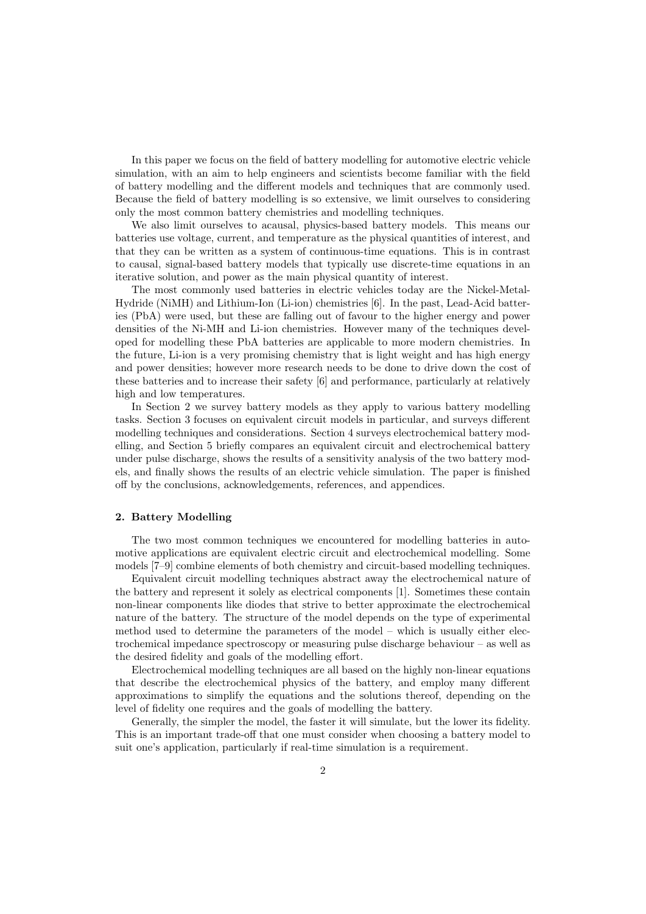In this paper we focus on the field of battery modelling for automotive electric vehicle simulation, with an aim to help engineers and scientists become familiar with the field of battery modelling and the different models and techniques that are commonly used. Because the field of battery modelling is so extensive, we limit ourselves to considering only the most common battery chemistries and modelling techniques.

We also limit ourselves to acausal, physics-based battery models. This means our batteries use voltage, current, and temperature as the physical quantities of interest, and that they can be written as a system of continuous-time equations. This is in contrast to causal, signal-based battery models that typically use discrete-time equations in an iterative solution, and power as the main physical quantity of interest.

The most commonly used batteries in electric vehicles today are the Nickel-Metal-Hydride (NiMH) and Lithium-Ion (Li-ion) chemistries [6]. In the past, Lead-Acid batteries (PbA) were used, but these are falling out of favour to the higher energy and power densities of the Ni-MH and Li-ion chemistries. However many of the techniques developed for modelling these PbA batteries are applicable to more modern chemistries. In the future, Li-ion is a very promising chemistry that is light weight and has high energy and power densities; however more research needs to be done to drive down the cost of these batteries and to increase their safety [6] and performance, particularly at relatively high and low temperatures.

In Section 2 we survey battery models as they apply to various battery modelling tasks. Section 3 focuses on equivalent circuit models in particular, and surveys different modelling techniques and considerations. Section 4 surveys electrochemical battery modelling, and Section 5 briefly compares an equivalent circuit and electrochemical battery under pulse discharge, shows the results of a sensitivity analysis of the two battery models, and finally shows the results of an electric vehicle simulation. The paper is finished off by the conclusions, acknowledgements, references, and appendices.

## 2. Battery Modelling

The two most common techniques we encountered for modelling batteries in automotive applications are equivalent electric circuit and electrochemical modelling. Some models [7–9] combine elements of both chemistry and circuit-based modelling techniques.

Equivalent circuit modelling techniques abstract away the electrochemical nature of the battery and represent it solely as electrical components [1]. Sometimes these contain non-linear components like diodes that strive to better approximate the electrochemical nature of the battery. The structure of the model depends on the type of experimental method used to determine the parameters of the model – which is usually either electrochemical impedance spectroscopy or measuring pulse discharge behaviour – as well as the desired fidelity and goals of the modelling effort.

Electrochemical modelling techniques are all based on the highly non-linear equations that describe the electrochemical physics of the battery, and employ many different approximations to simplify the equations and the solutions thereof, depending on the level of fidelity one requires and the goals of modelling the battery.

Generally, the simpler the model, the faster it will simulate, but the lower its fidelity. This is an important trade-off that one must consider when choosing a battery model to suit one's application, particularly if real-time simulation is a requirement.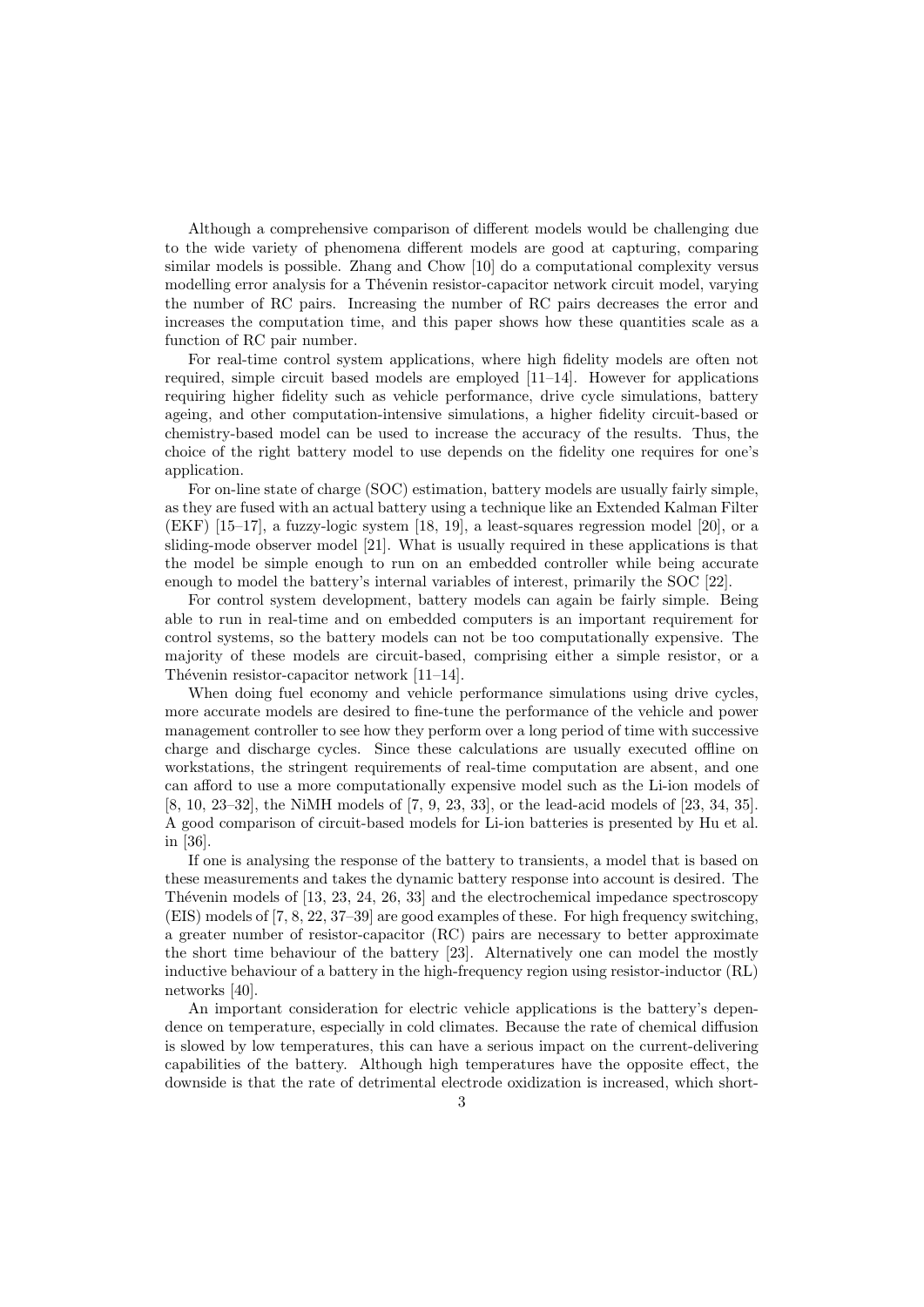Although a comprehensive comparison of different models would be challenging due to the wide variety of phenomena different models are good at capturing, comparing similar models is possible. Zhang and Chow [10] do a computational complexity versus modelling error analysis for a Thévenin resistor-capacitor network circuit model, varying the number of RC pairs. Increasing the number of RC pairs decreases the error and increases the computation time, and this paper shows how these quantities scale as a function of RC pair number.

For real-time control system applications, where high fidelity models are often not required, simple circuit based models are employed [11–14]. However for applications requiring higher fidelity such as vehicle performance, drive cycle simulations, battery ageing, and other computation-intensive simulations, a higher fidelity circuit-based or chemistry-based model can be used to increase the accuracy of the results. Thus, the choice of the right battery model to use depends on the fidelity one requires for one's application.

For on-line state of charge (SOC) estimation, battery models are usually fairly simple, as they are fused with an actual battery using a technique like an Extended Kalman Filter (EKF) [15–17], a fuzzy-logic system [18, 19], a least-squares regression model [20], or a sliding-mode observer model [21]. What is usually required in these applications is that the model be simple enough to run on an embedded controller while being accurate enough to model the battery's internal variables of interest, primarily the SOC [22].

For control system development, battery models can again be fairly simple. Being able to run in real-time and on embedded computers is an important requirement for control systems, so the battery models can not be too computationally expensive. The majority of these models are circuit-based, comprising either a simple resistor, or a Thévenin resistor-capacitor network [11–14].

When doing fuel economy and vehicle performance simulations using drive cycles, more accurate models are desired to fine-tune the performance of the vehicle and power management controller to see how they perform over a long period of time with successive charge and discharge cycles. Since these calculations are usually executed offline on workstations, the stringent requirements of real-time computation are absent, and one can afford to use a more computationally expensive model such as the Li-ion models of [8, 10, 23–32], the NiMH models of [7, 9, 23, 33], or the lead-acid models of [23, 34, 35]. A good comparison of circuit-based models for Li-ion batteries is presented by Hu et al. in [36].

If one is analysing the response of the battery to transients, a model that is based on these measurements and takes the dynamic battery response into account is desired. The Thévenin models of [13, 23, 24, 26, 33] and the electrochemical impedance spectroscopy (EIS) models of [7, 8, 22, 37–39] are good examples of these. For high frequency switching, a greater number of resistor-capacitor (RC) pairs are necessary to better approximate the short time behaviour of the battery [23]. Alternatively one can model the mostly inductive behaviour of a battery in the high-frequency region using resistor-inductor (RL) networks [40].

An important consideration for electric vehicle applications is the battery's dependence on temperature, especially in cold climates. Because the rate of chemical diffusion is slowed by low temperatures, this can have a serious impact on the current-delivering capabilities of the battery. Although high temperatures have the opposite effect, the downside is that the rate of detrimental electrode oxidization is increased, which short-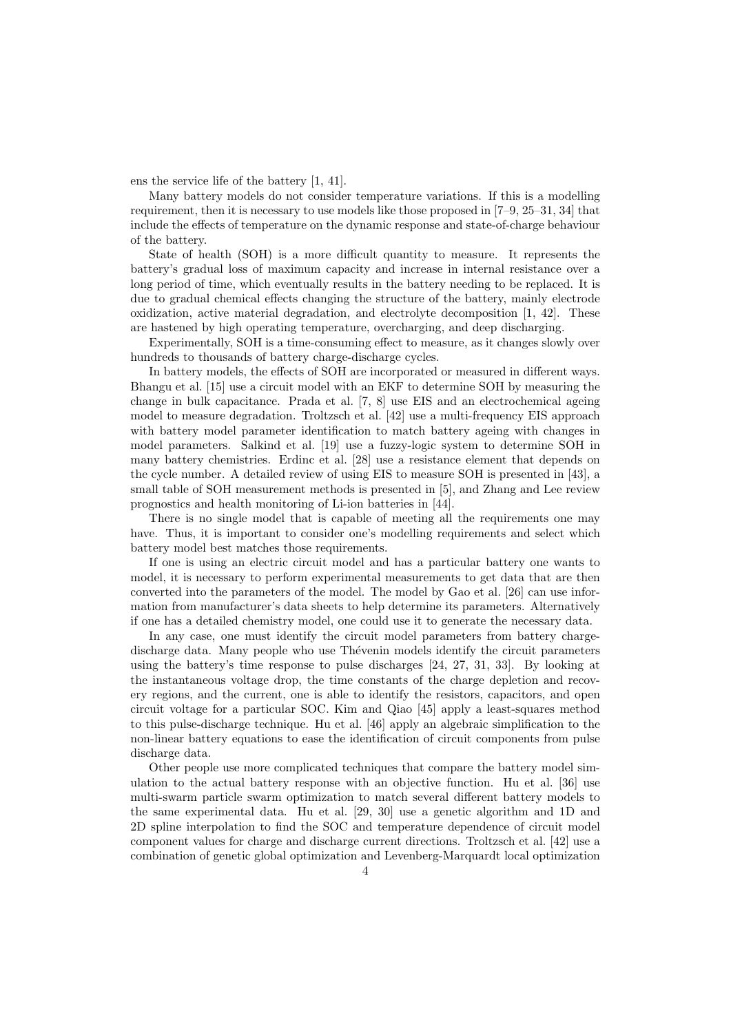ens the service life of the battery [1, 41].

Many battery models do not consider temperature variations. If this is a modelling requirement, then it is necessary to use models like those proposed in [7–9, 25–31, 34] that include the effects of temperature on the dynamic response and state-of-charge behaviour of the battery.

State of health (SOH) is a more difficult quantity to measure. It represents the battery's gradual loss of maximum capacity and increase in internal resistance over a long period of time, which eventually results in the battery needing to be replaced. It is due to gradual chemical effects changing the structure of the battery, mainly electrode oxidization, active material degradation, and electrolyte decomposition [1, 42]. These are hastened by high operating temperature, overcharging, and deep discharging.

Experimentally, SOH is a time-consuming effect to measure, as it changes slowly over hundreds to thousands of battery charge-discharge cycles.

In battery models, the effects of SOH are incorporated or measured in different ways. Bhangu et al. [15] use a circuit model with an EKF to determine SOH by measuring the change in bulk capacitance. Prada et al. [7, 8] use EIS and an electrochemical ageing model to measure degradation. Troltzsch et al. [42] use a multi-frequency EIS approach with battery model parameter identification to match battery ageing with changes in model parameters. Salkind et al. [19] use a fuzzy-logic system to determine SOH in many battery chemistries. Erdinc et al. [28] use a resistance element that depends on the cycle number. A detailed review of using EIS to measure SOH is presented in [43], a small table of SOH measurement methods is presented in [5], and Zhang and Lee review prognostics and health monitoring of Li-ion batteries in [44].

There is no single model that is capable of meeting all the requirements one may have. Thus, it is important to consider one's modelling requirements and select which battery model best matches those requirements.

If one is using an electric circuit model and has a particular battery one wants to model, it is necessary to perform experimental measurements to get data that are then converted into the parameters of the model. The model by Gao et al. [26] can use information from manufacturer's data sheets to help determine its parameters. Alternatively if one has a detailed chemistry model, one could use it to generate the necessary data.

In any case, one must identify the circuit model parameters from battery charge-discharge data. Many people who use Thévenin models identify the circuit parameters using the battery's time response to pulse discharges [24, 27, 31, 33]. By looking at the instantaneous voltage drop, the time constants of the charge depletion and recovery regions, and the current, one is able to identify the resistors, capacitors, and open circuit voltage for a particular SOC. Kim and Qiao [45] apply a least-squares method to this pulse-discharge technique. Hu et al. [46] apply an algebraic simplification to the non-linear battery equations to ease the identification of circuit components from pulse discharge data.

Other people use more complicated techniques that compare the battery model simulation to the actual battery response with an objective function. Hu et al. [36] use multi-swarm particle swarm optimization to match several different battery models to the same experimental data. Hu et al. [29, 30] use a genetic algorithm and 1D and 2D spline interpolation to find the SOC and temperature dependence of circuit model component values for charge and discharge current directions. Troltzsch et al. [42] use a combination of genetic global optimization and Levenberg-Marquardt local optimization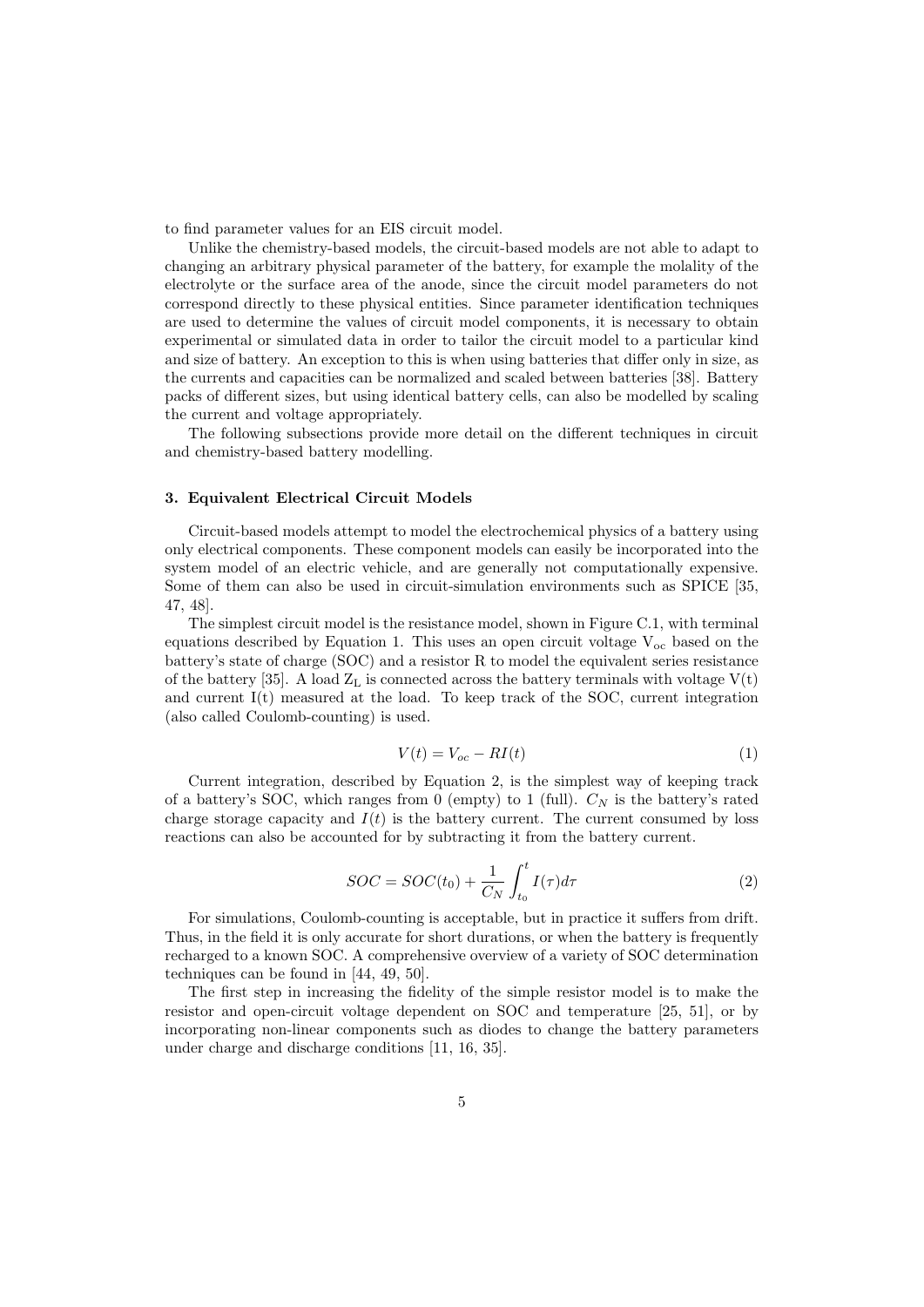to find parameter values for an EIS circuit model.

Unlike the chemistry-based models, the circuit-based models are not able to adapt to changing an arbitrary physical parameter of the battery, for example the molality of the electrolyte or the surface area of the anode, since the circuit model parameters do not correspond directly to these physical entities. Since parameter identification techniques are used to determine the values of circuit model components, it is necessary to obtain experimental or simulated data in order to tailor the circuit model to a particular kind and size of battery. An exception to this is when using batteries that differ only in size, as the currents and capacities can be normalized and scaled between batteries [38]. Battery packs of different sizes, but using identical battery cells, can also be modelled by scaling the current and voltage appropriately.

The following subsections provide more detail on the different techniques in circuit and chemistry-based battery modelling.

## 3. Equivalent Electrical Circuit Models

Circuit-based models attempt to model the electrochemical physics of a battery using only electrical components. These component models can easily be incorporated into the system model of an electric vehicle, and are generally not computationally expensive. Some of them can also be used in circuit-simulation environments such as SPICE [35, 47, 48].

The simplest circuit model is the resistance model, shown in Figure C.1, with terminal equations described by Equation 1. This uses an open circuit voltage $V_{oc}$ based on the battery's state of charge (SOC) and a resistor R to model the equivalent series resistance of the battery [35]. A load $Z_L$ is connected across the battery terminals with voltage V(t) and current I(t) measured at the load. To keep track of the SOC, current integration (also called Coulomb-counting) is used.

$$V(t) = V_{oc} - RI(t) \tag{1}$$

Current integration, described by Equation 2, is the simplest way of keeping track of a battery's SOC, which ranges from 0 (empty) to 1 (full). $C_N$ is the battery's rated charge storage capacity and $I(t)$ is the battery current. The current consumed by loss reactions can also be accounted for by subtracting it from the battery current.

$$SOC = SOC(t_0) + \frac{1}{C_N} \int_{t_0}^{t} I(\tau) d\tau \tag{2}$$

For simulations, Coulomb-counting is acceptable, but in practice it suffers from drift. Thus, in the field it is only accurate for short durations, or when the battery is frequently recharged to a known SOC. A comprehensive overview of a variety of SOC determination techniques can be found in [44, 49, 50].

The first step in increasing the fidelity of the simple resistor model is to make the resistor and open-circuit voltage dependent on SOC and temperature [25, 51], or by incorporating non-linear components such as diodes to change the battery parameters under charge and discharge conditions [11, 16, 35].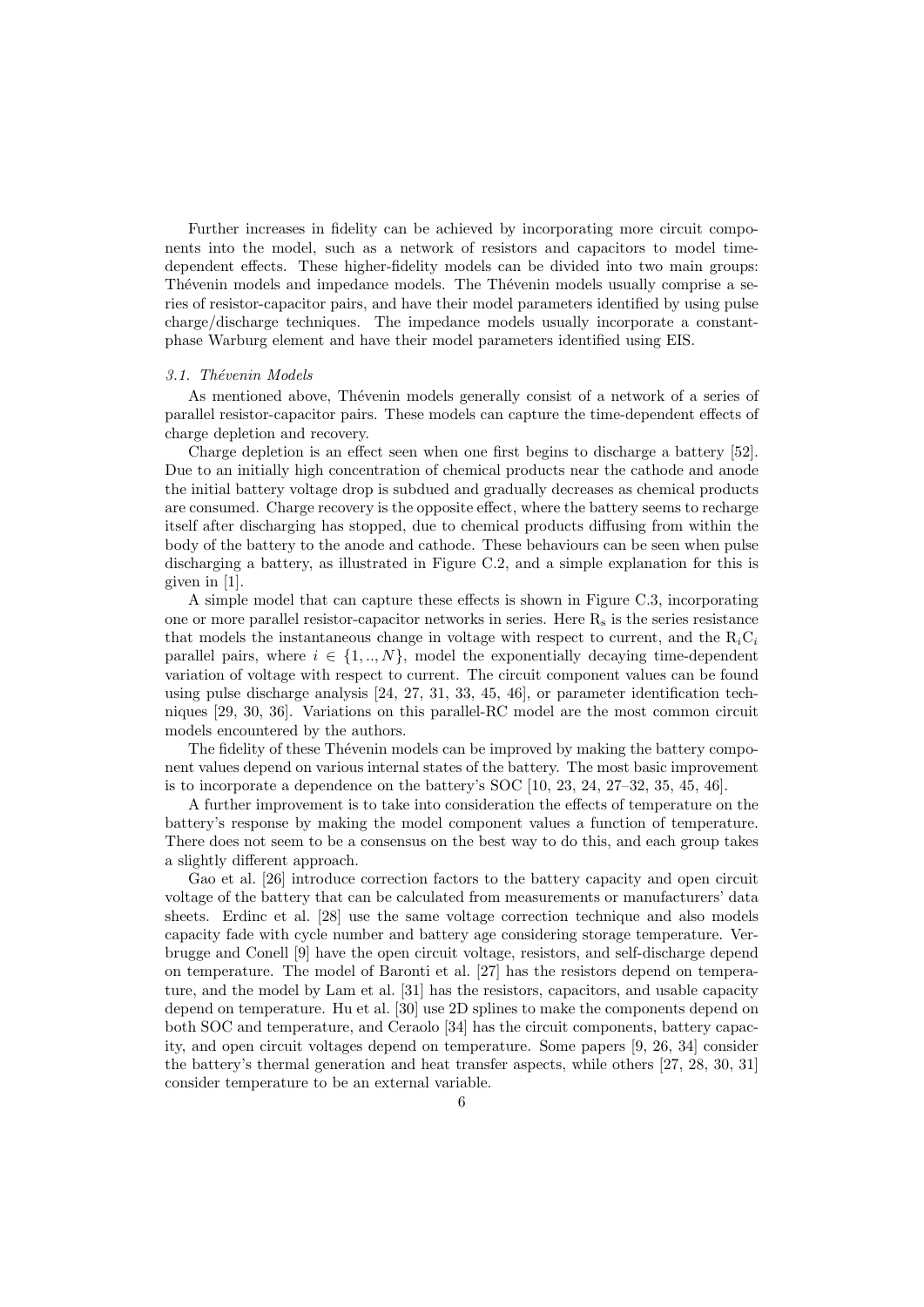Further increases in fidelity can be achieved by incorporating more circuit components into the model, such as a network of resistors and capacitors to model time-dependent effects. These higher-fidelity models can be divided into two main groups: Thévenin models and impedance models. The Thévenin models usually comprise a series of resistor-capacitor pairs, and have their model parameters identified by using pulse charge/discharge techniques. The impedance models usually incorporate a constant-phase Warburg element and have their model parameters identified using EIS.

### *3.1. Thévenin Models*

As mentioned above, Thévenin models generally consist of a network of a series of parallel resistor-capacitor pairs. These models can capture the time-dependent effects of charge depletion and recovery.

Charge depletion is an effect seen when one first begins to discharge a battery [52]. Due to an initially high concentration of chemical products near the cathode and anode the initial battery voltage drop is subdued and gradually decreases as chemical products are consumed. Charge recovery is the opposite effect, where the battery seems to recharge itself after discharging has stopped, due to chemical products diffusing from within the body of the battery to the anode and cathode. These behaviours can be seen when pulse discharging a battery, as illustrated in Figure C.2, and a simple explanation for this is given in [1].

A simple model that can capture these effects is shown in Figure C.3, incorporating one or more parallel resistor-capacitor networks in series. Here $R_s$ is the series resistance that models the instantaneous change in voltage with respect to current, and the $R_iC_i$ parallel pairs, where $i \in \{1, .., N\}$, model the exponentially decaying time-dependent variation of voltage with respect to current. The circuit component values can be found using pulse discharge analysis [24, 27, 31, 33, 45, 46], or parameter identification techniques [29, 30, 36]. Variations on this parallel-RC model are the most common circuit models encountered by the authors.

The fidelity of these Thévenin models can be improved by making the battery component values depend on various internal states of the battery. The most basic improvement is to incorporate a dependence on the battery's SOC [10, 23, 24, 27–32, 35, 45, 46].

A further improvement is to take into consideration the effects of temperature on the battery's response by making the model component values a function of temperature. There does not seem to be a consensus on the best way to do this, and each group takes a slightly different approach.

Gao et al. [26] introduce correction factors to the battery capacity and open circuit voltage of the battery that can be calculated from measurements or manufacturers' data sheets. Erdinc et al. [28] use the same voltage correction technique and also models capacity fade with cycle number and battery age considering storage temperature. Verbrugge and Conell [9] have the open circuit voltage, resistors, and self-discharge depend on temperature. The model of Baronti et al. [27] has the resistors depend on temperature, and the model by Lam et al. [31] has the resistors, capacitors, and usable capacity depend on temperature. Hu et al. [30] use 2D splines to make the components depend on both SOC and temperature, and Ceraolo [34] has the circuit components, battery capacity, and open circuit voltages depend on temperature. Some papers [9, 26, 34] consider the battery's thermal generation and heat transfer aspects, while others [27, 28, 30, 31] consider temperature to be an external variable.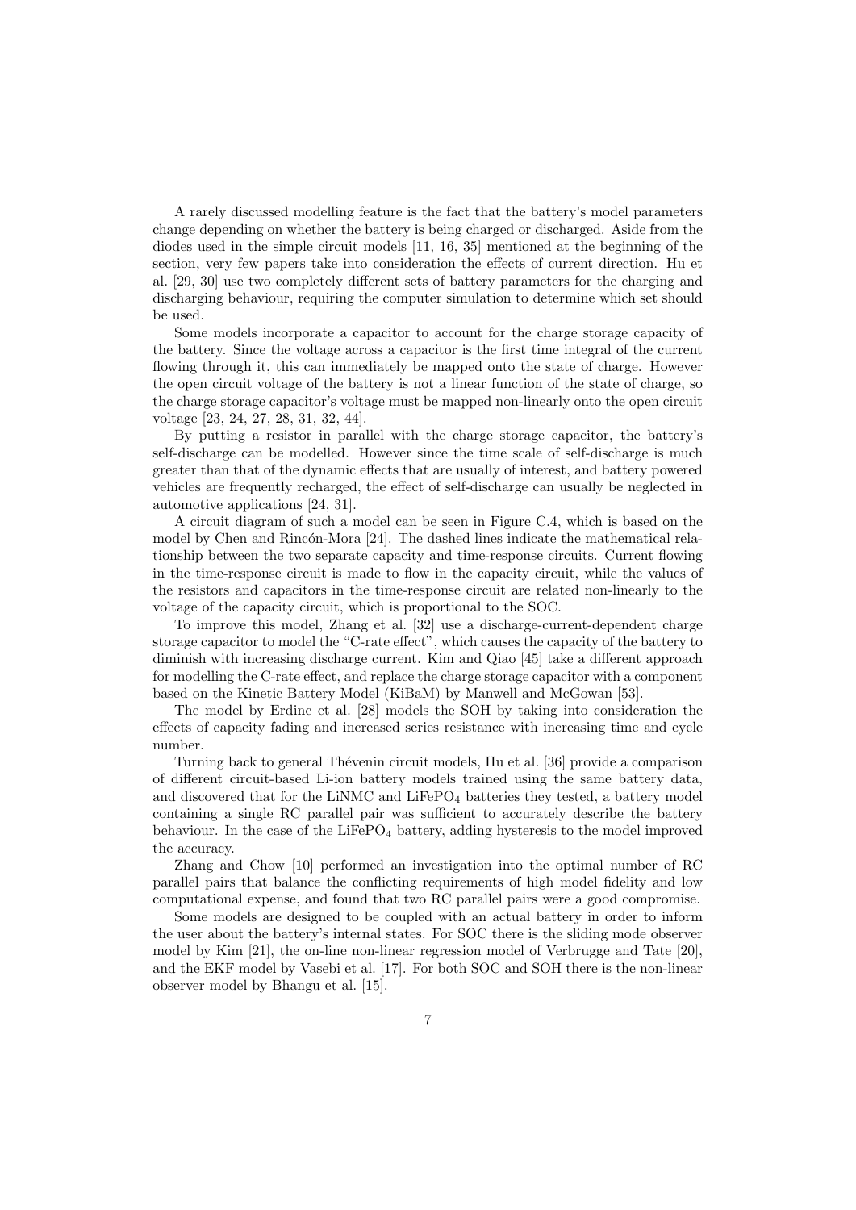A rarely discussed modelling feature is the fact that the battery's model parameters change depending on whether the battery is being charged or discharged. Aside from the diodes used in the simple circuit models [11, 16, 35] mentioned at the beginning of the section, very few papers take into consideration the effects of current direction. Hu et al. [29, 30] use two completely different sets of battery parameters for the charging and discharging behaviour, requiring the computer simulation to determine which set should be used.

Some models incorporate a capacitor to account for the charge storage capacity of the battery. Since the voltage across a capacitor is the first time integral of the current flowing through it, this can immediately be mapped onto the state of charge. However the open circuit voltage of the battery is not a linear function of the state of charge, so the charge storage capacitor's voltage must be mapped non-linearly onto the open circuit voltage [23, 24, 27, 28, 31, 32, 44].

By putting a resistor in parallel with the charge storage capacitor, the battery's self-discharge can be modelled. However since the time scale of self-discharge is much greater than that of the dynamic effects that are usually of interest, and battery powered vehicles are frequently recharged, the effect of self-discharge can usually be neglected in automotive applications [24, 31].

A circuit diagram of such a model can be seen in Figure C.4, which is based on the model by Chen and Rincón-Mora [24]. The dashed lines indicate the mathematical relationship between the two separate capacity and time-response circuits. Current flowing in the time-response circuit is made to flow in the capacity circuit, while the values of the resistors and capacitors in the time-response circuit are related non-linearly to the voltage of the capacity circuit, which is proportional to the SOC.

To improve this model, Zhang et al. [32] use a discharge-current-dependent charge storage capacitor to model the "C-rate effect", which causes the capacity of the battery to diminish with increasing discharge current. Kim and Qiao [45] take a different approach for modelling the C-rate effect, and replace the charge storage capacitor with a component based on the Kinetic Battery Model (KiBaM) by Manwell and McGowan [53].

The model by Erdinc et al. [28] models the SOH by taking into consideration the effects of capacity fading and increased series resistance with increasing time and cycle number.

Turning back to general Thévenin circuit models, Hu et al. [36] provide a comparison of different circuit-based Li-ion battery models trained using the same battery data, and discovered that for the LiNMC and $LiFePO_4$ batteries they tested, a battery model containing a single RC parallel pair was sufficient to accurately describe the battery behaviour. In the case of the $LiFePO_4$ battery, adding hysteresis to the model improved the accuracy.

Zhang and Chow [10] performed an investigation into the optimal number of RC parallel pairs that balance the conflicting requirements of high model fidelity and low computational expense, and found that two RC parallel pairs were a good compromise.

Some models are designed to be coupled with an actual battery in order to inform the user about the battery's internal states. For SOC there is the sliding mode observer model by Kim [21], the on-line non-linear regression model of Verbrugge and Tate [20], and the EKF model by Vasebi et al. [17]. For both SOC and SOH there is the non-linear observer model by Bhangu et al. [15].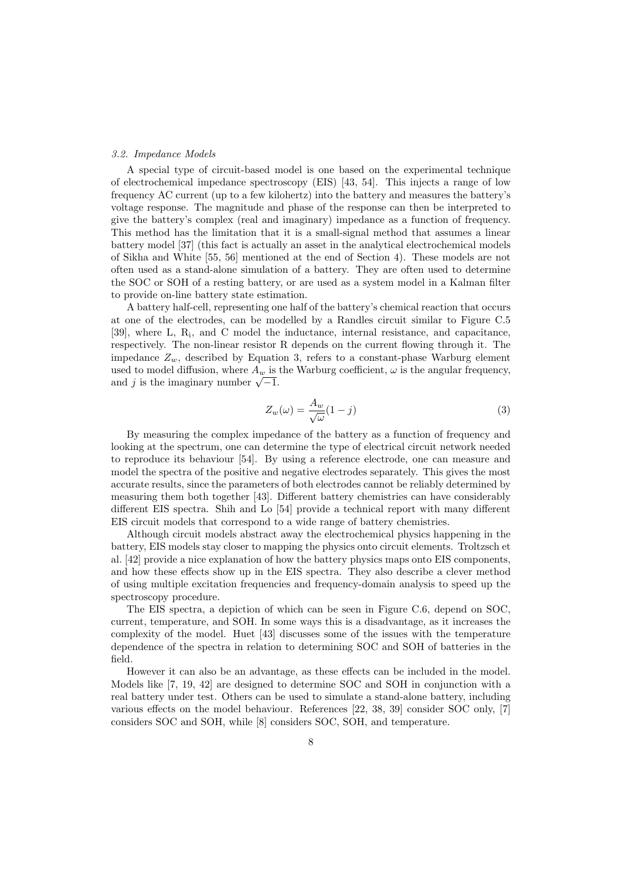### 3.2. Impedance Models

A special type of circuit-based model is one based on the experimental technique of electrochemical impedance spectroscopy (EIS) [43, 54]. This injects a range of low frequency AC current (up to a few kilohertz) into the battery and measures the battery's voltage response. The magnitude and phase of the response can then be interpreted to give the battery's complex (real and imaginary) impedance as a function of frequency. This method has the limitation that it is a small-signal method that assumes a linear battery model [37] (this fact is actually an asset in the analytical electrochemical models of Sikha and White [55, 56] mentioned at the end of Section 4). These models are not often used as a stand-alone simulation of a battery. They are often used to determine the SOC or SOH of a resting battery, or are used as a system model in a Kalman filter to provide on-line battery state estimation.

A battery half-cell, representing one half of the battery's chemical reaction that occurs at one of the electrodes, can be modelled by a Randles circuit similar to Figure C.5 [39], where L, $R_i$, and C model the inductance, internal resistance, and capacitance, respectively. The non-linear resistor R depends on the current flowing through it. The impedance $Z_w$, described by Equation 3, refers to a constant-phase Warburg element used to model diffusion, where $A_w$ is the Warburg coefficient, $\omega$ is the angular frequency, and $j$ is the imaginary number $\sqrt{-1}$.

$$Z_w(\omega) = \frac{A_w}{\sqrt{\omega}}(1 - j) \tag{3}$$

By measuring the complex impedance of the battery as a function of frequency and looking at the spectrum, one can determine the type of electrical circuit network needed to reproduce its behaviour [54]. By using a reference electrode, one can measure and model the spectra of the positive and negative electrodes separately. This gives the most accurate results, since the parameters of both electrodes cannot be reliably determined by measuring them both together [43]. Different battery chemistries can have considerably different EIS spectra. Shih and Lo [54] provide a technical report with many different EIS circuit models that correspond to a wide range of battery chemistries.

Although circuit models abstract away the electrochemical physics happening in the battery, EIS models stay closer to mapping the physics onto circuit elements. Troltzsch et al. [42] provide a nice explanation of how the battery physics maps onto EIS components, and how these effects show up in the EIS spectra. They also describe a clever method of using multiple excitation frequencies and frequency-domain analysis to speed up the spectroscopy procedure.

The EIS spectra, a depiction of which can be seen in Figure C.6, depend on SOC, current, temperature, and SOH. In some ways this is a disadvantage, as it increases the complexity of the model. Huet [43] discusses some of the issues with the temperature dependence of the spectra in relation to determining SOC and SOH of batteries in the field.

However it can also be an advantage, as these effects can be included in the model. Models like [7, 19, 42] are designed to determine SOC and SOH in conjunction with a real battery under test. Others can be used to simulate a stand-alone battery, including various effects on the model behaviour. References [22, 38, 39] consider SOC only, [7] considers SOC and SOH, while [8] considers SOC, SOH, and temperature.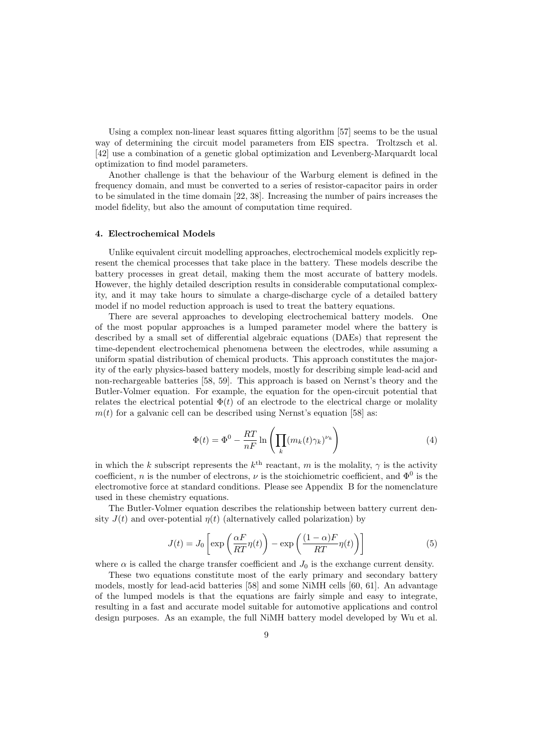Using a complex non-linear least squares fitting algorithm [57] seems to be the usual way of determining the circuit model parameters from EIS spectra. Troltzsch et al. [42] use a combination of a genetic global optimization and Levenberg-Marquardt local optimization to find model parameters.

Another challenge is that the behaviour of the Warburg element is defined in the frequency domain, and must be converted to a series of resistor-capacitor pairs in order to be simulated in the time domain [22, 38]. Increasing the number of pairs increases the model fidelity, but also the amount of computation time required.

## 4. Electrochemical Models

Unlike equivalent circuit modelling approaches, electrochemical models explicitly represent the chemical processes that take place in the battery. These models describe the battery processes in great detail, making them the most accurate of battery models. However, the highly detailed description results in considerable computational complexity, and it may take hours to simulate a charge-discharge cycle of a detailed battery model if no model reduction approach is used to treat the battery equations.

There are several approaches to developing electrochemical battery models. One of the most popular approaches is a lumped parameter model where the battery is described by a small set of differential algebraic equations (DAEs) that represent the time-dependent electrochemical phenomena between the electrodes, while assuming a uniform spatial distribution of chemical products. This approach constitutes the majority of the early physics-based battery models, mostly for describing simple lead-acid and non-rechargeable batteries [58, 59]. This approach is based on Nernst's theory and the Butler-Volmer equation. For example, the equation for the open-circuit potential that relates the electrical potential $\Phi(t)$ of an electrode to the electrical charge or molality $m(t)$ for a galvanic cell can be described using Nernst's equation [58] as:

$$\Phi(t) = \Phi^0 - \frac{RT}{nF} \ln \left( \prod_k (m_k(t)\gamma_k)^{\nu_k} \right) \tag{4}$$

in which the $k$ subscript represents the $k^{\text{th}}$ reactant, $m$ is the molality, $\gamma$ is the activity coefficient, $n$ is the number of electrons, $\nu$ is the stoichiometric coefficient, and $\Phi^0$ is the electromotive force at standard conditions. Please see Appendix B for the nomenclature used in these chemistry equations.

The Butler-Volmer equation describes the relationship between battery current density $J(t)$ and over-potential $\eta(t)$ (alternatively called polarization) by

$$J(t) = J_0 \left[ \exp\left( \frac{\alpha F}{RT} \eta(t) \right) - \exp\left( \frac{(1-\alpha)F}{RT} \eta(t) \right) \right] \tag{5}$$

where $\alpha$ is called the charge transfer coefficient and $J_0$ is the exchange current density.

These two equations constitute most of the early primary and secondary battery models, mostly for lead-acid batteries [58] and some NiMH cells [60, 61]. An advantage of the lumped models is that the equations are fairly simple and easy to integrate, resulting in a fast and accurate model suitable for automotive applications and control design purposes. As an example, the full NiMH battery model developed by Wu et al.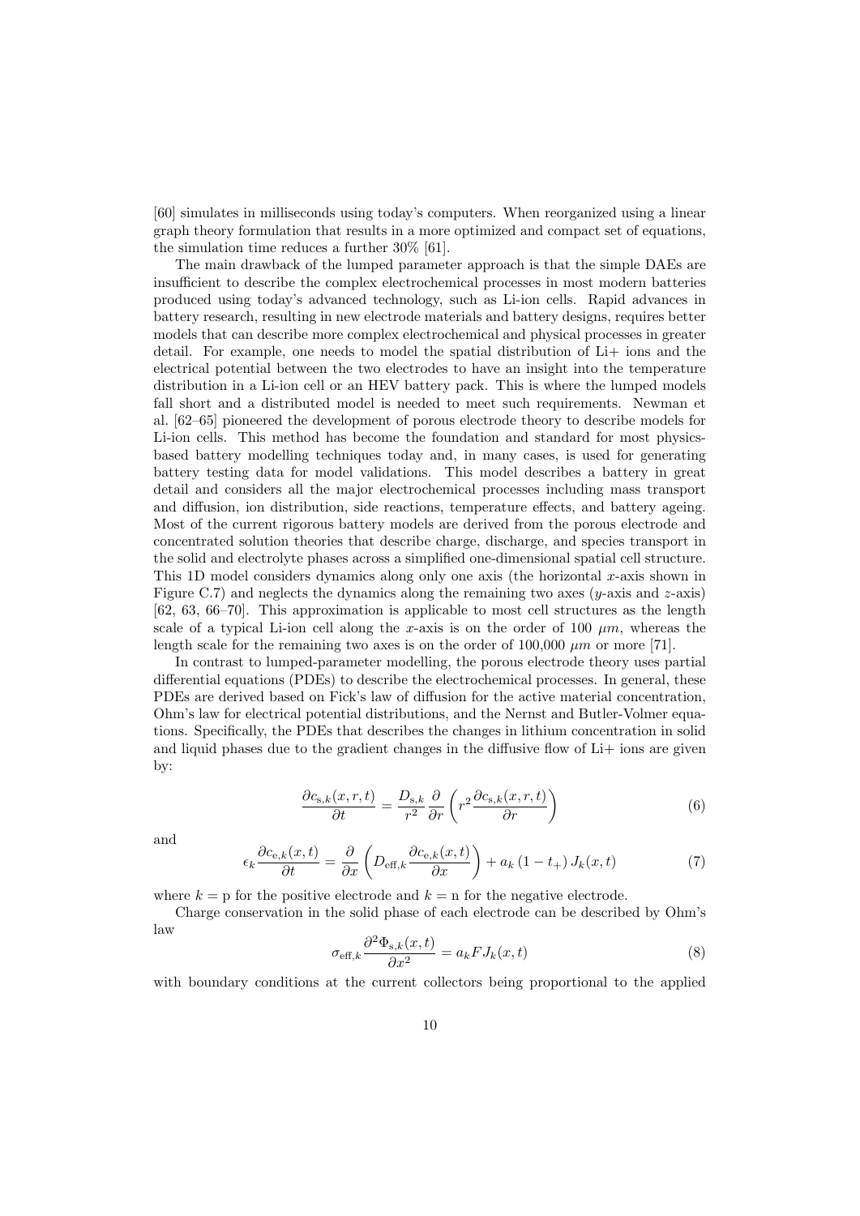[60] simulates in milliseconds using today's computers. When reorganized using a linear graph theory formulation that results in a more optimized and compact set of equations, the simulation time reduces a further 30% [61].

The main drawback of the lumped parameter approach is that the simple DAEs are insufficient to describe the complex electrochemical processes in most modern batteries produced using today's advanced technology, such as Li-ion cells. Rapid advances in battery research, resulting in new electrode materials and battery designs, requires better models that can describe more complex electrochemical and physical processes in greater detail. For example, one needs to model the spatial distribution of Li+ ions and the electrical potential between the two electrodes to have an insight into the temperature distribution in a Li-ion cell or an HEV battery pack. This is where the lumped models fall short and a distributed model is needed to meet such requirements. Newman et al. [62–65] pioneered the development of porous electrode theory to describe models for Li-ion cells. This method has become the foundation and standard for most physics-based battery modelling techniques today and, in many cases, is used for generating battery testing data for model validations. This model describes a battery in great detail and considers all the major electrochemical processes including mass transport and diffusion, ion distribution, side reactions, temperature effects, and battery ageing. Most of the current rigorous battery models are derived from the porous electrode and concentrated solution theories that describe charge, discharge, and species transport in the solid and electrolyte phases across a simplified one-dimensional spatial cell structure. This 1D model considers dynamics along only one axis (the horizontal $x$-axis shown in Figure C.7) and neglects the dynamics along the remaining two axes ($y$-axis and $z$-axis) [62, 63, 66–70]. This approximation is applicable to most cell structures as the length scale of a typical Li-ion cell along the $x$-axis is on the order of 100 $\mu m$, whereas the length scale for the remaining two axes is on the order of 100,000 $\mu m$ or more [71].

In contrast to lumped-parameter modelling, the porous electrode theory uses partial differential equations (PDEs) to describe the electrochemical processes. In general, these PDEs are derived based on Fick's law of diffusion for the active material concentration, Ohm's law for electrical potential distributions, and the Nernst and Butler-Volmer equations. Specifically, the PDEs that describes the changes in lithium concentration in solid and liquid phases due to the gradient changes in the diffusive flow of Li+ ions are given by:

$$\frac{\partial c_{\mathrm{s},k}(x,r,t)}{\partial t} = \frac{D_{\mathrm{s},k}}{r^2}\frac{\partial}{\partial r}\left(r^2\frac{\partial c_{\mathrm{s},k}(x,r,t)}{\partial r}\right) \tag{6}$$

and

$$\epsilon_k\frac{\partial c_{\mathrm{e},k}(x,t)}{\partial t} = \frac{\partial}{\partial x}\left(D_{\mathrm{eff},k}\frac{\partial c_{\mathrm{e},k}(x,t)}{\partial x}\right) + a_k\left(1-t_+\right)J_k(x,t) \tag{7}$$

where $k = \mathrm{p}$ for the positive electrode and $k = \mathrm{n}$ for the negative electrode.

Charge conservation in the solid phase of each electrode can be described by Ohm's law

$$\sigma_{\mathrm{eff},k}\frac{\partial^2\Phi_{\mathrm{s},k}(x,t)}{\partial x^2} = a_kFJ_k(x,t) \tag{8}$$

with boundary conditions at the current collectors being proportional to the applied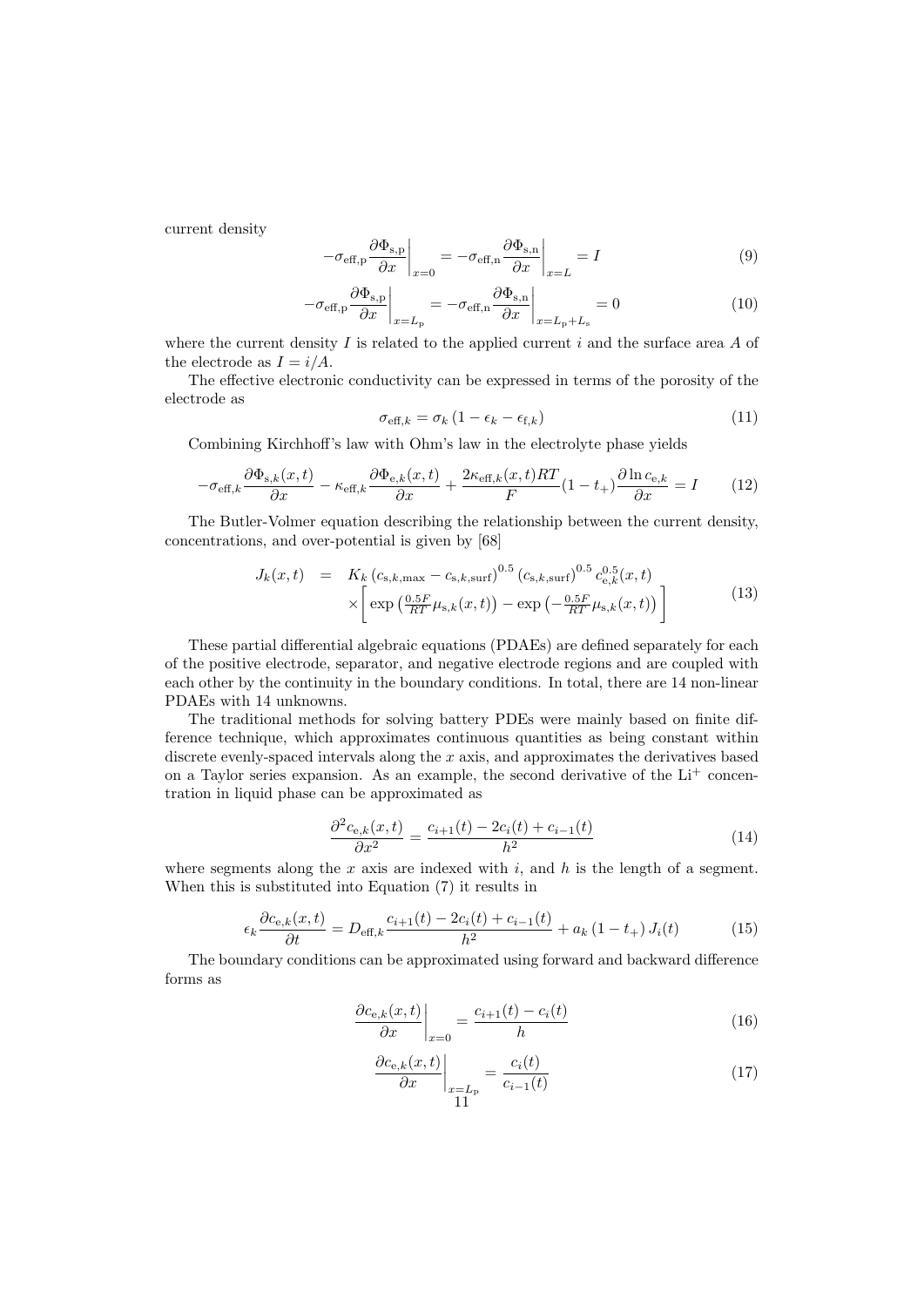current density

$$-\sigma_{\mathrm{eff,p}} \frac{\partial \Phi_{\mathrm{s,p}}}{\partial x}\bigg|_{x=0} = -\sigma_{\mathrm{eff,n}} \frac{\partial \Phi_{\mathrm{s,n}}}{\partial x}\bigg|_{x=L} = I \tag{9}$$

$$-\sigma_{\mathrm{eff,p}} \frac{\partial \Phi_{\mathrm{s,p}}}{\partial x}\bigg|_{x=L_{\mathrm{p}}} = -\sigma_{\mathrm{eff,n}} \frac{\partial \Phi_{\mathrm{s,n}}}{\partial x}\bigg|_{x=L_{\mathrm{p}}+L_{\mathrm{s}}} = 0 \tag{10}$$

where the current density $I$ is related to the applied current $i$ and the surface area $A$ of the electrode as $I = i/A$.

The effective electronic conductivity can be expressed in terms of the porosity of the electrode as

$$\sigma_{\mathrm{eff},k} = \sigma_k \left(1 - \epsilon_k - \epsilon_{\mathrm{f},k}\right) \tag{11}$$

Combining Kirchhoff's law with Ohm's law in the electrolyte phase yields

$$-\sigma_{\mathrm{eff},k} \frac{\partial \Phi_{\mathrm{s},k}(x,t)}{\partial x} - \kappa_{\mathrm{eff},k} \frac{\partial \Phi_{\mathrm{e},k}(x,t)}{\partial x} + \frac{2\kappa_{\mathrm{eff},k}(x,t)RT}{F}(1-t_+)\frac{\partial \ln c_{\mathrm{e},k}}{\partial x} = I \tag{12}$$

The Butler-Volmer equation describing the relationship between the current density, concentrations, and over-potential is given by [68]

$$\begin{aligned} J_k(x,t) &= K_k \left(c_{\mathrm{s},k,\max} - c_{\mathrm{s},k,\mathrm{surf}}\right)^{0.5} \left(c_{\mathrm{s},k,\mathrm{surf}}\right)^{0.5} c_{\mathrm{e},k}^{0.5}(x,t) \\ &\quad \times \left[ \exp\left(\tfrac{0.5F}{RT}\mu_{\mathrm{s},k}(x,t)\right) - \exp\left(-\tfrac{0.5F}{RT}\mu_{\mathrm{s},k}(x,t)\right) \right] \end{aligned} \tag{13}$$

These partial differential algebraic equations (PDAEs) are defined separately for each of the positive electrode, separator, and negative electrode regions and are coupled with each other by the continuity in the boundary conditions. In total, there are 14 non-linear PDAEs with 14 unknowns.

The traditional methods for solving battery PDEs were mainly based on finite difference technique, which approximates continuous quantities as being constant within discrete evenly-spaced intervals along the $x$ axis, and approximates the derivatives based on a Taylor series expansion. As an example, the second derivative of the $\mathrm{Li}^+$ concentration in liquid phase can be approximated as

$$\frac{\partial^2 c_{\mathrm{e},k}(x,t)}{\partial x^2} = \frac{c_{i+1}(t) - 2c_i(t) + c_{i-1}(t)}{h^2} \tag{14}$$

where segments along the $x$ axis are indexed with $i$, and $h$ is the length of a segment. When this is substituted into Equation (7) it results in

$$\epsilon_k \frac{\partial c_{\mathrm{e},k}(x,t)}{\partial t} = D_{\mathrm{eff},k} \frac{c_{i+1}(t) - 2c_i(t) + c_{i-1}(t)}{h^2} + a_k \left(1 - t_+\right) J_i(t) \tag{15}$$

The boundary conditions can be approximated using forward and backward difference forms as

$$\frac{\partial c_{\mathrm{e},k}(x,t)}{\partial x}\bigg|_{x=0} = \frac{c_{i+1}(t) - c_i(t)}{h} \tag{16}$$

$$\frac{\partial c_{\mathrm{e},k}(x,t)}{\partial x}\bigg|_{x=L_{\mathrm{p}}} = \frac{c_i(t)}{c_{i-1}(t)} \tag{17}$$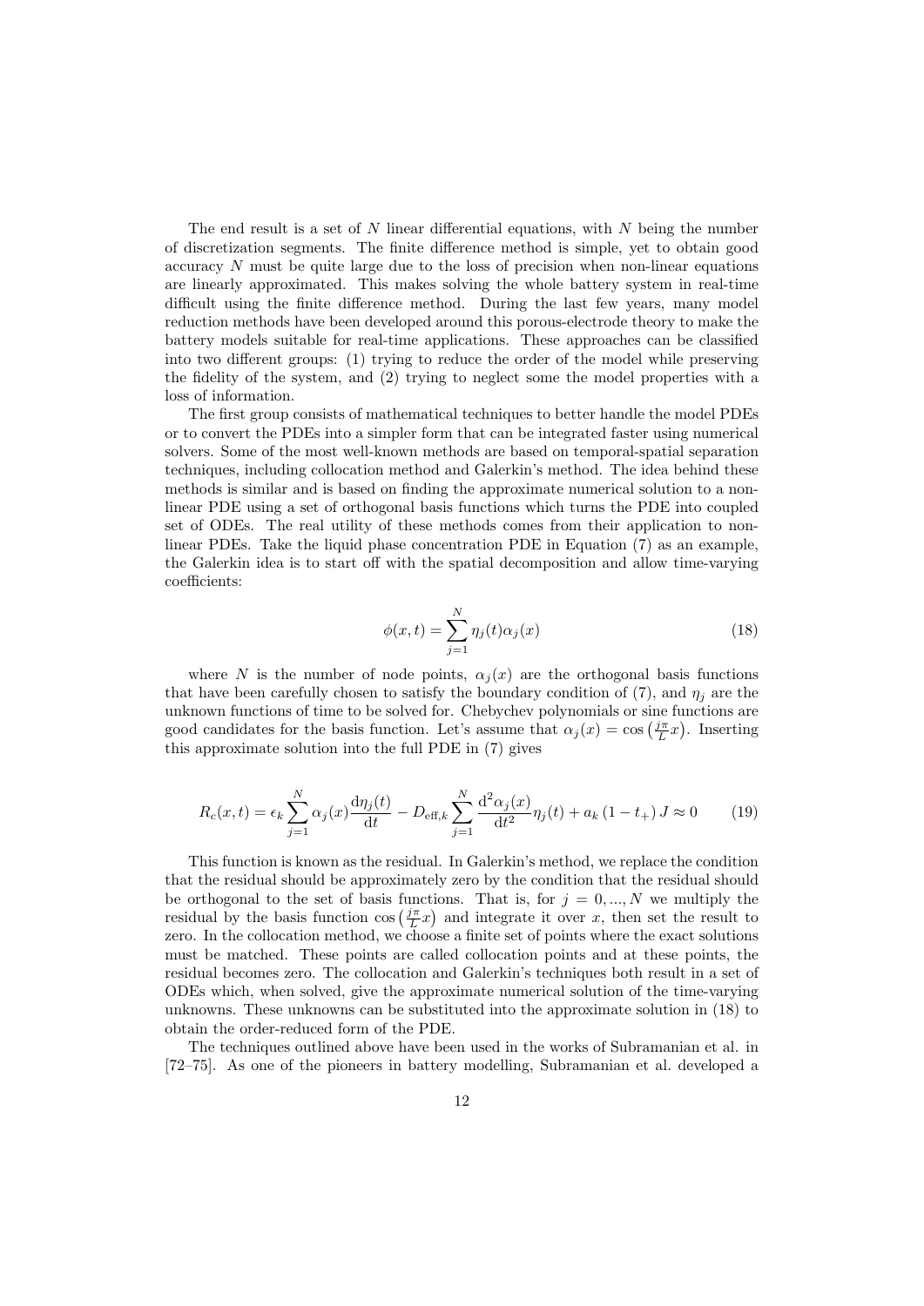The end result is a set of $N$ linear differential equations, with $N$ being the number of discretization segments. The finite difference method is simple, yet to obtain good accuracy $N$ must be quite large due to the loss of precision when non-linear equations are linearly approximated. This makes solving the whole battery system in real-time difficult using the finite difference method. During the last few years, many model reduction methods have been developed around this porous-electrode theory to make the battery models suitable for real-time applications. These approaches can be classified into two different groups: (1) trying to reduce the order of the model while preserving the fidelity of the system, and (2) trying to neglect some the model properties with a loss of information.

The first group consists of mathematical techniques to better handle the model PDEs or to convert the PDEs into a simpler form that can be integrated faster using numerical solvers. Some of the most well-known methods are based on temporal-spatial separation techniques, including collocation method and Galerkin's method. The idea behind these methods is similar and is based on finding the approximate numerical solution to a non-linear PDE using a set of orthogonal basis functions which turns the PDE into coupled set of ODEs. The real utility of these methods comes from their application to non-linear PDEs. Take the liquid phase concentration PDE in Equation (7) as an example, the Galerkin idea is to start off with the spatial decomposition and allow time-varying coefficients:

$$\phi(x,t) = \sum_{j=1}^{N} \eta_j(t)\alpha_j(x) \tag{18}$$

where $N$ is the number of node points, $\alpha_j(x)$ are the orthogonal basis functions that have been carefully chosen to satisfy the boundary condition of (7), and $\eta_j$ are the unknown functions of time to be solved for. Chebychev polynomials or sine functions are good candidates for the basis function. Let's assume that $\alpha_j(x) = \cos\left(\frac{j\pi}{L}x\right)$. Inserting this approximate solution into the full PDE in (7) gives

$$R_c(x,t) = \epsilon_k \sum_{j=1}^{N} \alpha_j(x)\frac{\mathrm{d}\eta_j(t)}{\mathrm{d}t} - D_{\mathrm{eff},k}\sum_{j=1}^{N}\frac{\mathrm{d}^2\alpha_j(x)}{\mathrm{d}t^2}\eta_j(t) + a_k\left(1-t_+\right)J \approx 0 \tag{19}$$

This function is known as the residual. In Galerkin's method, we replace the condition that the residual should be approximately zero by the condition that the residual should be orthogonal to the set of basis functions. That is, for $j = 0, ..., N$ we multiply the residual by the basis function $\cos\left(\frac{j\pi}{L}x\right)$ and integrate it over $x$, then set the result to zero. In the collocation method, we choose a finite set of points where the exact solutions must be matched. These points are called collocation points and at these points, the residual becomes zero. The collocation and Galerkin's techniques both result in a set of ODEs which, when solved, give the approximate numerical solution of the time-varying unknowns. These unknowns can be substituted into the approximate solution in (18) to obtain the order-reduced form of the PDE.

The techniques outlined above have been used in the works of Subramanian et al. in [72–75]. As one of the pioneers in battery modelling, Subramanian et al. developed a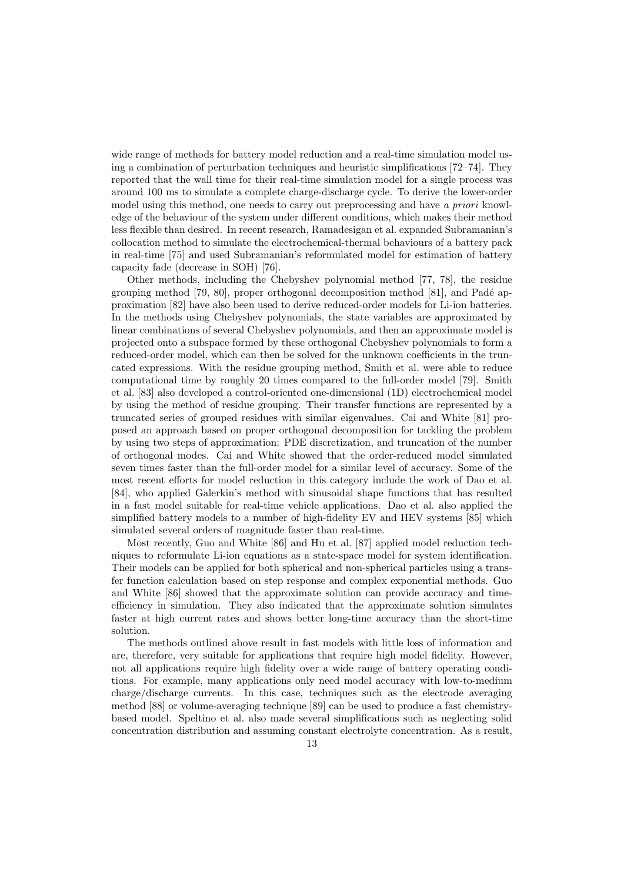wide range of methods for battery model reduction and a real-time simulation model using a combination of perturbation techniques and heuristic simplifications [72–74]. They reported that the wall time for their real-time simulation model for a single process was around 100 ms to simulate a complete charge-discharge cycle. To derive the lower-order model using this method, one needs to carry out preprocessing and have *a priori* knowledge of the behaviour of the system under different conditions, which makes their method less flexible than desired. In recent research, Ramadesigan et al. expanded Subramanian's collocation method to simulate the electrochemical-thermal behaviours of a battery pack in real-time [75] and used Subramanian's reformulated model for estimation of battery capacity fade (decrease in SOH) [76].

Other methods, including the Chebyshev polynomial method [77, 78], the residue grouping method [79, 80], proper orthogonal decomposition method [81], and Padé approximation [82] have also been used to derive reduced-order models for Li-ion batteries. In the methods using Chebyshev polynomials, the state variables are approximated by linear combinations of several Chebyshev polynomials, and then an approximate model is projected onto a subspace formed by these orthogonal Chebyshev polynomials to form a reduced-order model, which can then be solved for the unknown coefficients in the truncated expressions. With the residue grouping method, Smith et al. were able to reduce computational time by roughly 20 times compared to the full-order model [79]. Smith et al. [83] also developed a control-oriented one-dimensional (1D) electrochemical model by using the method of residue grouping. Their transfer functions are represented by a truncated series of grouped residues with similar eigenvalues. Cai and White [81] proposed an approach based on proper orthogonal decomposition for tackling the problem by using two steps of approximation: PDE discretization, and truncation of the number of orthogonal modes. Cai and White showed that the order-reduced model simulated seven times faster than the full-order model for a similar level of accuracy. Some of the most recent efforts for model reduction in this category include the work of Dao et al. [84], who applied Galerkin's method with sinusoidal shape functions that has resulted in a fast model suitable for real-time vehicle applications. Dao et al. also applied the simplified battery models to a number of high-fidelity EV and HEV systems [85] which simulated several orders of magnitude faster than real-time.

Most recently, Guo and White [86] and Hu et al. [87] applied model reduction techniques to reformulate Li-ion equations as a state-space model for system identification. Their models can be applied for both spherical and non-spherical particles using a transfer function calculation based on step response and complex exponential methods. Guo and White [86] showed that the approximate solution can provide accuracy and time-efficiency in simulation. They also indicated that the approximate solution simulates faster at high current rates and shows better long-time accuracy than the short-time solution.

The methods outlined above result in fast models with little loss of information and are, therefore, very suitable for applications that require high model fidelity. However, not all applications require high fidelity over a wide range of battery operating conditions. For example, many applications only need model accuracy with low-to-medium charge/discharge currents. In this case, techniques such as the electrode averaging method [88] or volume-averaging technique [89] can be used to produce a fast chemistry-based model. Speltino et al. also made several simplifications such as neglecting solid concentration distribution and assuming constant electrolyte concentration. As a result,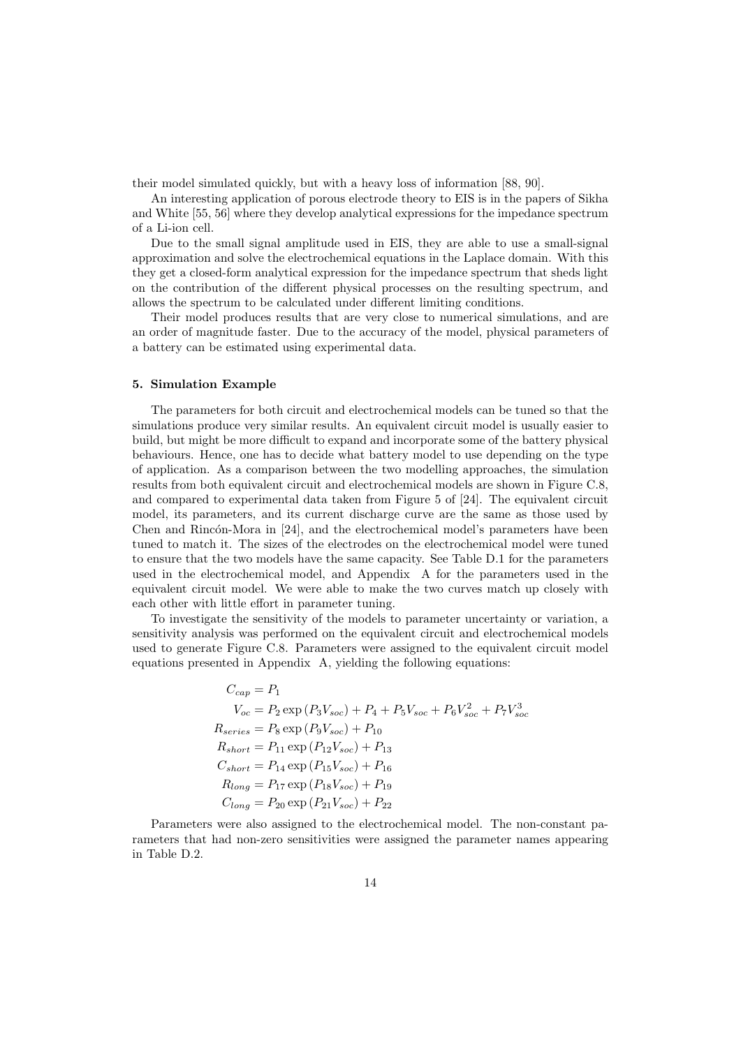their model simulated quickly, but with a heavy loss of information [88, 90].

An interesting application of porous electrode theory to EIS is in the papers of Sikha and White [55, 56] where they develop analytical expressions for the impedance spectrum of a Li-ion cell.

Due to the small signal amplitude used in EIS, they are able to use a small-signal approximation and solve the electrochemical equations in the Laplace domain. With this they get a closed-form analytical expression for the impedance spectrum that sheds light on the contribution of the different physical processes on the resulting spectrum, and allows the spectrum to be calculated under different limiting conditions.

Their model produces results that are very close to numerical simulations, and are an order of magnitude faster. Due to the accuracy of the model, physical parameters of a battery can be estimated using experimental data.

## 5. Simulation Example

The parameters for both circuit and electrochemical models can be tuned so that the simulations produce very similar results. An equivalent circuit model is usually easier to build, but might be more difficult to expand and incorporate some of the battery physical behaviours. Hence, one has to decide what battery model to use depending on the type of application. As a comparison between the two modelling approaches, the simulation results from both equivalent circuit and electrochemical models are shown in Figure C.8, and compared to experimental data taken from Figure 5 of [24]. The equivalent circuit model, its parameters, and its current discharge curve are the same as those used by Chen and Rincón-Mora in [24], and the electrochemical model's parameters have been tuned to match it. The sizes of the electrodes on the electrochemical model were tuned to ensure that the two models have the same capacity. See Table D.1 for the parameters used in the electrochemical model, and Appendix A for the parameters used in the equivalent circuit model. We were able to make the two curves match up closely with each other with little effort in parameter tuning.

To investigate the sensitivity of the models to parameter uncertainty or variation, a sensitivity analysis was performed on the equivalent circuit and electrochemical models used to generate Figure C.8. Parameters were assigned to the equivalent circuit model equations presented in Appendix A, yielding the following equations:

$$
\begin{aligned}
C_{cap} &= P_1 \\
V_{oc} &= P_2 \exp(P_3 V_{soc}) + P_4 + P_5 V_{soc} + P_6 V_{soc}^2 + P_7 V_{soc}^3 \\
R_{series} &= P_8 \exp(P_9 V_{soc}) + P_{10} \\
R_{short} &= P_{11} \exp(P_{12} V_{soc}) + P_{13} \\
C_{short} &= P_{14} \exp(P_{15} V_{soc}) + P_{16} \\
R_{long} &= P_{17} \exp(P_{18} V_{soc}) + P_{19} \\
C_{long} &= P_{20} \exp(P_{21} V_{soc}) + P_{22}
\end{aligned}
$$

Parameters were also assigned to the electrochemical model. The non-constant parameters that had non-zero sensitivities were assigned the parameter names appearing in Table D.2.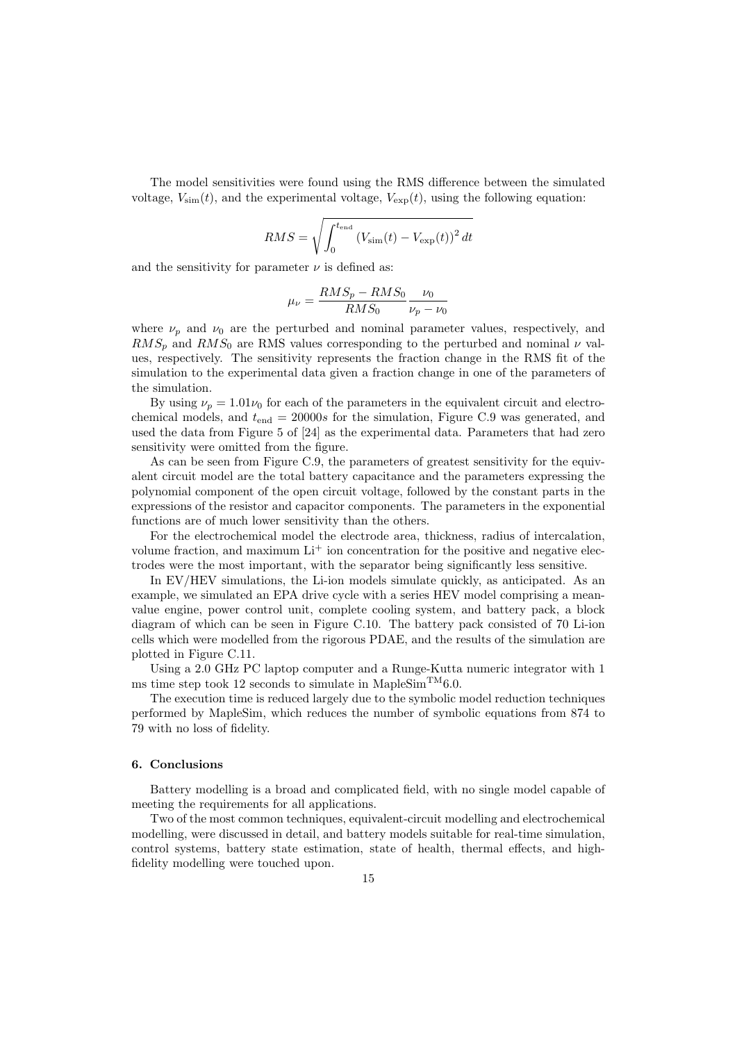The model sensitivities were found using the RMS difference between the simulated voltage, $V_{\text{sim}}(t)$, and the experimental voltage, $V_{\text{exp}}(t)$, using the following equation:

$$RMS = \sqrt{\int_0^{t_{\text{end}}} (V_{\text{sim}}(t) - V_{\text{exp}}(t))^2 \, dt}$$

and the sensitivity for parameter $\nu$ is defined as:

$$\mu_\nu = \frac{RMS_p - RMS_0}{RMS_0} \frac{\nu_0}{\nu_p - \nu_0}$$

where $\nu_p$ and $\nu_0$ are the perturbed and nominal parameter values, respectively, and $RMS_p$ and $RMS_0$ are RMS values corresponding to the perturbed and nominal $\nu$ values, respectively. The sensitivity represents the fraction change in the RMS fit of the simulation to the experimental data given a fraction change in one of the parameters of the simulation.

By using $\nu_p = 1.01\nu_0$ for each of the parameters in the equivalent circuit and electrochemical models, and $t_{\text{end}} = 20000s$ for the simulation, Figure C.9 was generated, and used the data from Figure 5 of [24] as the experimental data. Parameters that had zero sensitivity were omitted from the figure.

As can be seen from Figure C.9, the parameters of greatest sensitivity for the equivalent circuit model are the total battery capacitance and the parameters expressing the polynomial component of the open circuit voltage, followed by the constant parts in the expressions of the resistor and capacitor components. The parameters in the exponential functions are of much lower sensitivity than the others.

For the electrochemical model the electrode area, thickness, radius of intercalation, volume fraction, and maximum $Li^+$ ion concentration for the positive and negative electrodes were the most important, with the separator being significantly less sensitive.

In EV/HEV simulations, the Li-ion models simulate quickly, as anticipated. As an example, we simulated an EPA drive cycle with a series HEV model comprising a mean-value engine, power control unit, complete cooling system, and battery pack, a block diagram of which can be seen in Figure C.10. The battery pack consisted of 70 Li-ion cells which were modelled from the rigorous PDAE, and the results of the simulation are plotted in Figure C.11.

Using a 2.0 GHz PC laptop computer and a Runge-Kutta numeric integrator with 1 ms time step took 12 seconds to simulate in MapleSim$^{\text{TM}}$6.0.

The execution time is reduced largely due to the symbolic model reduction techniques performed by MapleSim, which reduces the number of symbolic equations from 874 to 79 with no loss of fidelity.

### 6. Conclusions

Battery modelling is a broad and complicated field, with no single model capable of meeting the requirements for all applications.

Two of the most common techniques, equivalent-circuit modelling and electrochemical modelling, were discussed in detail, and battery models suitable for real-time simulation, control systems, battery state estimation, state of health, thermal effects, and high-fidelity modelling were touched upon.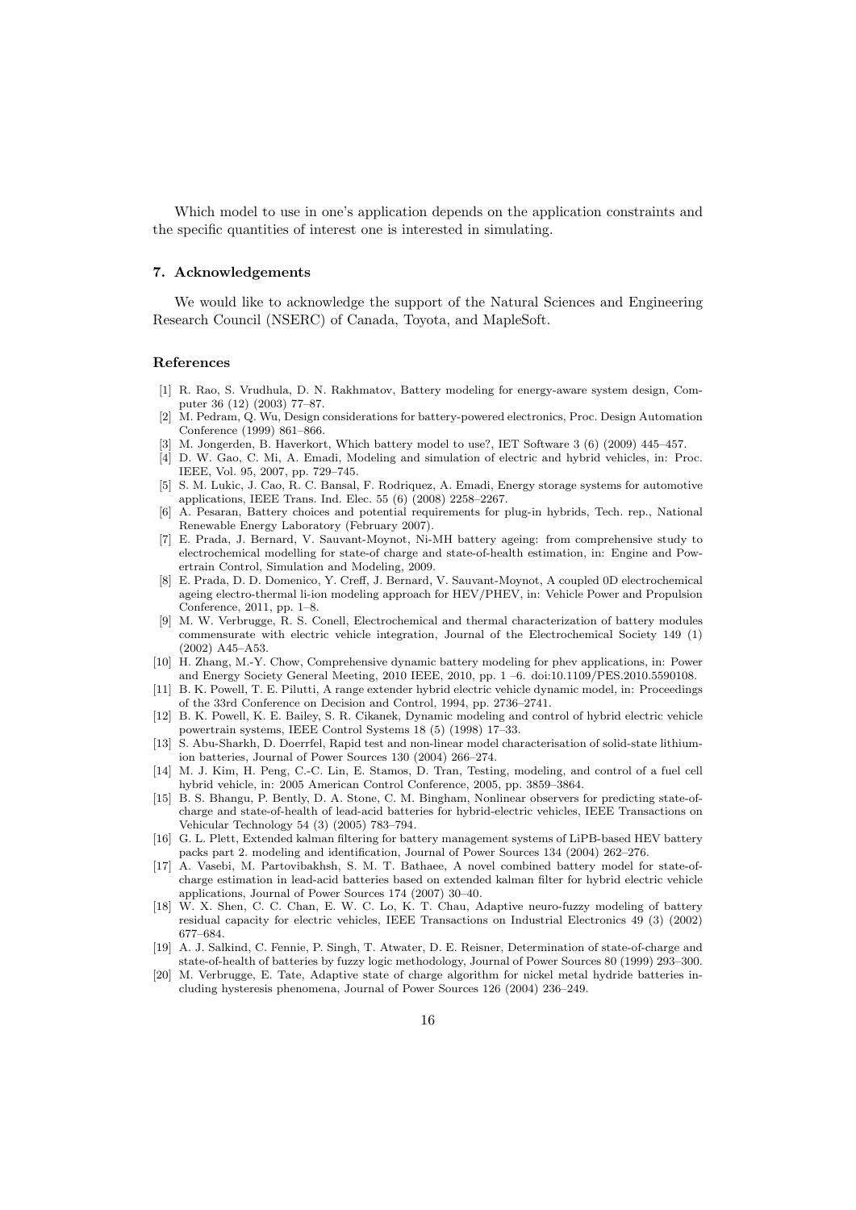Which model to use in one's application depends on the application constraints and the specific quantities of interest one is interested in simulating.

## 7. Acknowledgements

We would like to acknowledge the support of the Natural Sciences and Engineering Research Council (NSERC) of Canada, Toyota, and MapleSoft.

## References

[1] R. Rao, S. Vrudhula, D. N. Rakhmatov, Battery modeling for energy-aware system design, Computer 36 (12) (2003) 77–87.

[2] M. Pedram, Q. Wu, Design considerations for battery-powered electronics, Proc. Design Automation Conference (1999) 861–866.

[3] M. Jongerden, B. Haverkort, Which battery model to use?, IET Software 3 (6) (2009) 445–457.

[4] D. W. Gao, C. Mi, A. Emadi, Modeling and simulation of electric and hybrid vehicles, in: Proc. IEEE, Vol. 95, 2007, pp. 729–745.

[5] S. M. Lukic, J. Cao, R. C. Bansal, F. Rodriquez, A. Emadi, Energy storage systems for automotive applications, IEEE Trans. Ind. Elec. 55 (6) (2008) 2258–2267.

[6] A. Pesaran, Battery choices and potential requirements for plug-in hybrids, Tech. rep., National Renewable Energy Laboratory (February 2007).

[7] E. Prada, J. Bernard, V. Sauvant-Moynot, Ni-MH battery ageing: from comprehensive study to electrochemical modelling for state-of charge and state-of-health estimation, in: Engine and Powertrain Control, Simulation and Modeling, 2009.

[8] E. Prada, D. D. Domenico, Y. Creff, J. Bernard, V. Sauvant-Moynot, A coupled 0D electrochemical ageing electro-thermal li-ion modeling approach for HEV/PHEV, in: Vehicle Power and Propulsion Conference, 2011, pp. 1–8.

[9] M. W. Verbrugge, R. S. Conell, Electrochemical and thermal characterization of battery modules commensurate with electric vehicle integration, Journal of the Electrochemical Society 149 (1) (2002) A45–A53.

[10] H. Zhang, M.-Y. Chow, Comprehensive dynamic battery modeling for phev applications, in: Power and Energy Society General Meeting, 2010 IEEE, 2010, pp. 1 –6. doi:10.1109/PES.2010.5590108.

[11] B. K. Powell, T. E. Pilutti, A range extender hybrid electric vehicle dynamic model, in: Proceedings of the 33rd Conference on Decision and Control, 1994, pp. 2736–2741.

[12] B. K. Powell, K. E. Bailey, S. R. Cikanek, Dynamic modeling and control of hybrid electric vehicle powertrain systems, IEEE Control Systems 18 (5) (1998) 17–33.

[13] S. Abu-Sharkh, D. Doerrfel, Rapid test and non-linear model characterisation of solid-state lithium-ion batteries, Journal of Power Sources 130 (2004) 266–274.

[14] M. J. Kim, H. Peng, C.-C. Lin, E. Stamos, D. Tran, Testing, modeling, and control of a fuel cell hybrid vehicle, in: 2005 American Control Conference, 2005, pp. 3859–3864.

[15] B. S. Bhangu, P. Bently, D. A. Stone, C. M. Bingham, Nonlinear observers for predicting state-of-charge and state-of-health of lead-acid batteries for hybrid-electric vehicles, IEEE Transactions on Vehicular Technology 54 (3) (2005) 783–794.

[16] G. L. Plett, Extended kalman filtering for battery management systems of LiPB-based HEV battery packs part 2. modeling and identification, Journal of Power Sources 134 (2004) 262–276.

[17] A. Vasebi, M. Partovibakhsh, S. M. T. Bathaee, A novel combined battery model for state-of-charge estimation in lead-acid batteries based on extended kalman filter for hybrid electric vehicle applications, Journal of Power Sources 174 (2007) 30–40.

[18] W. X. Shen, C. C. Chan, E. W. C. Lo, K. T. Chau, Adaptive neuro-fuzzy modeling of battery residual capacity for electric vehicles, IEEE Transactions on Industrial Electronics 49 (3) (2002) 677–684.

[19] A. J. Salkind, C. Fennie, P. Singh, T. Atwater, D. E. Reisner, Determination of state-of-charge and state-of-health of batteries by fuzzy logic methodology, Journal of Power Sources 80 (1999) 293–300.

[20] M. Verbrugge, E. Tate, Adaptive state of charge algorithm for nickel metal hydride batteries including hysteresis phenomena, Journal of Power Sources 126 (2004) 236–249.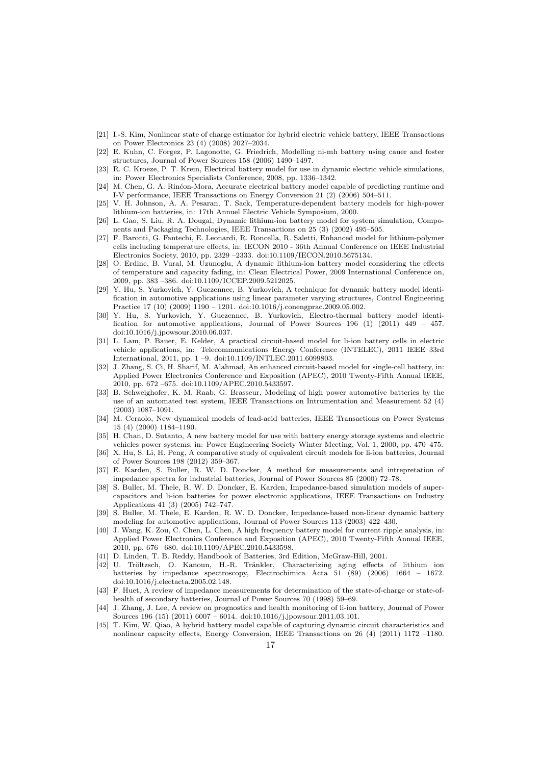[21] I.-S. Kim, Nonlinear state of charge estimator for hybrid electric vehicle battery, IEEE Transactions on Power Electronics 23 (4) (2008) 2027–2034.

[22] E. Kuhn, C. Forgez, P. Lagonotte, G. Friedrich, Modelling ni-mh battery using cauer and foster structures, Journal of Power Sources 158 (2006) 1490–1497.

[23] R. C. Kroeze, P. T. Krein, Electrical battery model for use in dynamic electric vehicle simulations, in: Power Electronics Specialists Conference, 2008, pp. 1336–1342.

[24] M. Chen, G. A. Rinćon-Mora, Accurate electrical battery model capable of predicting runtime and I-V performance, IEEE Transactions on Energy Conversion 21 (2) (2006) 504–511.

[25] V. H. Johnson, A. A. Pesaran, T. Sack, Temperature-dependent battery models for high-power lithium-ion batteries, in: 17th Annuel Electric Vehicle Symposium, 2000.

[26] L. Gao, S. Liu, R. A. Dougal, Dynamic lithium-ion battery model for system simulation, Components and Packaging Technologies, IEEE Transactions on 25 (3) (2002) 495–505.

[27] F. Baronti, G. Fantechi, E. Leonardi, R. Roncella, R. Saletti, Enhanced model for lithium-polymer cells including temperature effects, in: IECON 2010 - 36th Annual Conference on IEEE Industrial Electronics Society, 2010, pp. 2329 –2333. doi:10.1109/IECON.2010.5675134.

[28] O. Erdinc, B. Vural, M. Uzunoglu, A dynamic lithium-ion battery model considering the effects of temperature and capacity fading, in: Clean Electrical Power, 2009 International Conference on, 2009, pp. 383 –386. doi:10.1109/ICCEP.2009.5212025.

[29] Y. Hu, S. Yurkovich, Y. Guezennec, B. Yurkovich, A technique for dynamic battery model identification in automotive applications using linear parameter varying structures, Control Engineering Practice 17 (10) (2009) 1190 – 1201. doi:10.1016/j.conengprac.2009.05.002.

[30] Y. Hu, S. Yurkovich, Y. Guezennec, B. Yurkovich, Electro-thermal battery model identification for automotive applications, Journal of Power Sources 196 (1) (2011) 449 – 457. doi:10.1016/j.jpowsour.2010.06.037.

[31] L. Lam, P. Bauer, E. Kelder, A practical circuit-based model for li-ion battery cells in electric vehicle applications, in: Telecommunications Energy Conference (INTELEC), 2011 IEEE 33rd International, 2011, pp. 1 –9. doi:10.1109/INTLEC.2011.6099803.

[32] J. Zhang, S. Ci, H. Sharif, M. Alahmad, An enhanced circuit-based model for single-cell battery, in: Applied Power Electronics Conference and Exposition (APEC), 2010 Twenty-Fifth Annual IEEE, 2010, pp. 672 –675. doi:10.1109/APEC.2010.5433597.

[33] B. Schweighofer, K. M. Raab, G. Brasseur, Modeling of high power automotive batteries by the use of an automated test system, IEEE Transactions on Intrumentation and Measurement 52 (4) (2003) 1087–1091.

[34] M. Ceraolo, New dynamical models of lead-acid batteries, IEEE Transactions on Power Systems 15 (4) (2000) 1184–1190.

[35] H. Chan, D. Sutanto, A new battery model for use with battery energy storage systems and electric vehicles power systems, in: Power Engineering Society Winter Meeting, Vol. 1, 2000, pp. 470–475.

[36] X. Hu, S. Li, H. Peng, A comparative study of equivalent circuit models for li-ion batteries, Journal of Power Sources 198 (2012) 359–367.

[37] E. Karden, S. Buller, R. W. D. Doncker, A method for measurements and intrepretation of impedance spectra for industrial batteries, Journal of Power Sources 85 (2000) 72–78.

[38] S. Buller, M. Thele, R. W. D. Doncker, E. Karden, Impedance-based simulation models of supercapacitors and li-ion batteries for power electronic applications, IEEE Transactions on Industry Applications 41 (3) (2005) 742–747.

[39] S. Buller, M. Thele, E. Karden, R. W. D. Doncker, Impedance-based non-linear dynamic battery modeling for automotive applications, Journal of Power Sources 113 (2003) 422–430.

[40] J. Wang, K. Zou, C. Chen, L. Chen, A high frequency battery model for current ripple analysis, in: Applied Power Electronics Conference and Exposition (APEC), 2010 Twenty-Fifth Annual IEEE, 2010, pp. 676 –680. doi:10.1109/APEC.2010.5433598.

[41] D. Linden, T. B. Reddy, Handbook of Batteries, 3rd Edition, McGraw-Hill, 2001.

[42] U. Tröltzsch, O. Kanoun, H.-R. Tränkler, Characterizing aging effects of lithium ion batteries by impedance spectroscopy, Electrochimica Acta 51 (89) (2006) 1664 – 1672. doi:10.1016/j.electacta.2005.02.148.

[43] F. Huet, A review of impedance measurements for determination of the state-of-charge or state-of-health of secondary batteries, Journal of Power Sources 70 (1998) 59–69.

[44] J. Zhang, J. Lee, A review on prognostics and health monitoring of li-ion battery, Journal of Power Sources 196 (15) (2011) 6007 – 6014. doi:10.1016/j.jpowsour.2011.03.101.

[45] T. Kim, W. Qiao, A hybrid battery model capable of capturing dynamic circuit characteristics and nonlinear capacity effects, Energy Conversion, IEEE Transactions on 26 (4) (2011) 1172 –1180.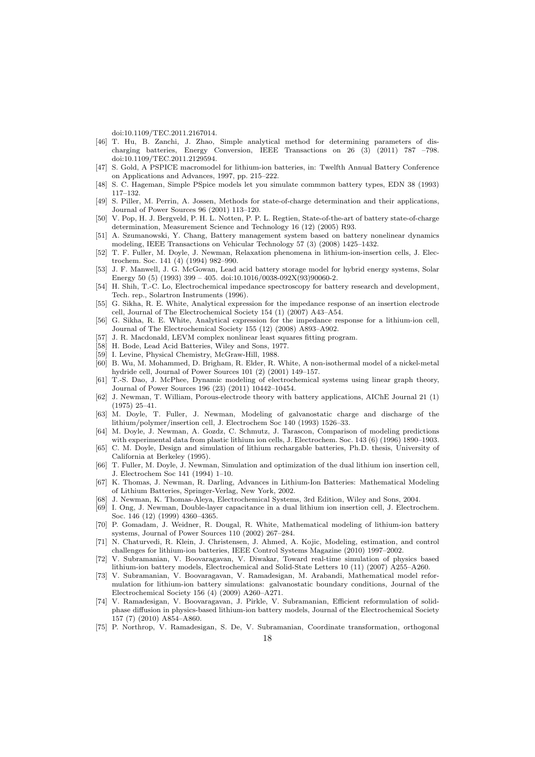doi:10.1109/TEC.2011.2167014.

[46] T. Hu, B. Zanchi, J. Zhao, Simple analytical method for determining parameters of discharging batteries, Energy Conversion, IEEE Transactions on 26 (3) (2011) 787 –798. doi:10.1109/TEC.2011.2129594.

[47] S. Gold, A PSPICE macromodel for lithium-ion batteries, in: Twelfth Annual Battery Conference on Applications and Advances, 1997, pp. 215–222.

[48] S. C. Hageman, Simple PSpice models let you simulate commmon battery types, EDN 38 (1993) 117–132.

[49] S. Piller, M. Perrin, A. Jossen, Methods for state-of-charge determination and their applications, Journal of Power Sources 96 (2001) 113–120.

[50] V. Pop, H. J. Bergveld, P. H. L. Notten, P. P. L. Regtien, State-of-the-art of battery state-of-charge determination, Measurement Science and Technology 16 (12) (2005) R93.

[51] A. Szumanowski, Y. Chang, Battery management system based on battery nonelinear dynamics modeling, IEEE Transactions on Vehicular Technology 57 (3) (2008) 1425–1432.

[52] T. F. Fuller, M. Doyle, J. Newman, Relaxation phenomena in lithium-ion-insertion cells, J. Electrochem. Soc. 141 (4) (1994) 982–990.

[53] J. F. Manwell, J. G. McGowan, Lead acid battery storage model for hybrid energy systems, Solar Energy 50 (5) (1993) 399 – 405. doi:10.1016/0038-092X(93)90060-2.

[54] H. Shih, T.-C. Lo, Electrochemical impedance spectroscopy for battery research and development, Tech. rep., Solartron Instruments (1996).

[55] G. Sikha, R. E. White, Analytical expression for the impedance response of an insertion electrode cell, Journal of The Electrochemical Society 154 (1) (2007) A43–A54.

[56] G. Sikha, R. E. White, Analytical expression for the impedance response for a lithium-ion cell, Journal of The Electrochemical Society 155 (12) (2008) A893–A902.

[57] J. R. Macdonald, LEVM complex nonlinear least squares fitting program.

[58] H. Bode, Lead Acid Batteries, Wiley and Sons, 1977.

[59] I. Levine, Physical Chemistry, McGraw-Hill, 1988.

[60] B. Wu, M. Mohammed, D. Brigham, R. Elder, R. White, A non-isothermal model of a nickel-metal hydride cell, Journal of Power Sources 101 (2) (2001) 149–157.

[61] T.-S. Dao, J. McPhee, Dynamic modeling of electrochemical systems using linear graph theory, Journal of Power Sources 196 (23) (2011) 10442–10454.

[62] J. Newman, T. William, Porous-electrode theory with battery applications, AIChE Journal 21 (1) (1975) 25–41.

[63] M. Doyle, T. Fuller, J. Newman, Modeling of galvanostatic charge and discharge of the lithium/polymer/insertion cell, J. Electrochem Soc 140 (1993) 1526–33.

[64] M. Doyle, J. Newman, A. Gozdz, C. Schmutz, J. Tarascon, Comparison of modeling predictions with experimental data from plastic lithium ion cells, J. Electrochem. Soc. 143 (6) (1996) 1890–1903.

[65] C. M. Doyle, Design and simulation of lithium rechargable batteries, Ph.D. thesis, University of California at Berkeley (1995).

[66] T. Fuller, M. Doyle, J. Newman, Simulation and optimization of the dual lithium ion insertion cell, J. Electrochem Soc 141 (1994) 1–10.

[67] K. Thomas, J. Newman, R. Darling, Advances in Lithium-Ion Batteries: Mathematical Modeling of Lithium Batteries, Springer-Verlag, New York, 2002.

[68] J. Newman, K. Thomas-Aleya, Electrochemical Systems, 3rd Edition, Wiley and Sons, 2004.

[69] I. Ong, J. Newman, Double-layer capacitance in a dual lithium ion insertion cell, J. Electrochem. Soc. 146 (12) (1999) 4360–4365.

[70] P. Gomadam, J. Weidner, R. Dougal, R. White, Mathematical modeling of lithium-ion battery systems, Journal of Power Sources 110 (2002) 267–284.

[71] N. Chaturvedi, R. Klein, J. Christensen, J. Ahmed, A. Kojic, Modeling, estimation, and control challenges for lithium-ion batteries, IEEE Control Systems Magazine (2010) 1997–2002.

[72] V. Subramanian, V. Boovaragavan, V. Diwakar, Toward real-time simulation of physics based lithium-ion battery models, Electrochemical and Solid-State Letters 10 (11) (2007) A255–A260.

[73] V. Subramanian, V. Boovaragavan, V. Ramadesigan, M. Arabandi, Mathematical model reformulation for lithium-ion battery simulations: galvanostatic boundary conditions, Journal of the Electrochemical Society 156 (4) (2009) A260–A271.

[74] V. Ramadesigan, V. Boovaragavan, J. Pirkle, V. Subramanian, Efficient reformulation of solid-phase diffusion in physics-based lithium-ion battery models, Journal of the Electrochemical Society 157 (7) (2010) A854–A860.

[75] P. Northrop, V. Ramadesigan, S. De, V. Subramanian, Coordinate transformation, orthogonal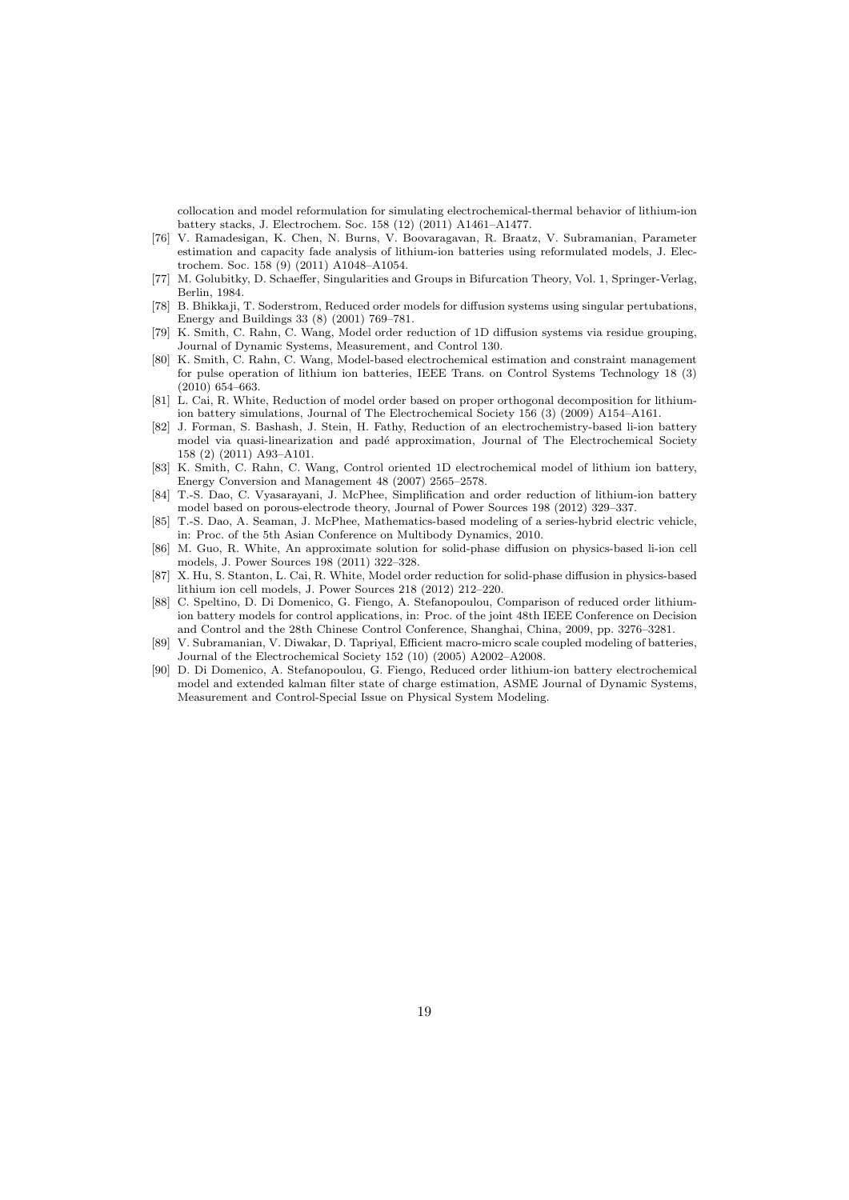collocation and model reformulation for simulating electrochemical-thermal behavior of lithium-ion battery stacks, J. Electrochem. Soc. 158 (12) (2011) A1461–A1477.

[76] V. Ramadesigan, K. Chen, N. Burns, V. Boovaragavan, R. Braatz, V. Subramanian, Parameter estimation and capacity fade analysis of lithium-ion batteries using reformulated models, J. Electrochem. Soc. 158 (9) (2011) A1048–A1054.

[77] M. Golubitky, D. Schaeffer, Singularities and Groups in Bifurcation Theory, Vol. 1, Springer-Verlag, Berlin, 1984.

[78] B. Bhikkaji, T. Soderstrom, Reduced order models for diffusion systems using singular pertubations, Energy and Buildings 33 (8) (2001) 769–781.

[79] K. Smith, C. Rahn, C. Wang, Model order reduction of 1D diffusion systems via residue grouping, Journal of Dynamic Systems, Measurement, and Control 130.

[80] K. Smith, C. Rahn, C. Wang, Model-based electrochemical estimation and constraint management for pulse operation of lithium ion batteries, IEEE Trans. on Control Systems Technology 18 (3) (2010) 654–663.

[81] L. Cai, R. White, Reduction of model order based on proper orthogonal decomposition for lithium-ion battery simulations, Journal of The Electrochemical Society 156 (3) (2009) A154–A161.

[82] J. Forman, S. Bashash, J. Stein, H. Fathy, Reduction of an electrochemistry-based li-ion battery model via quasi-linearization and padé approximation, Journal of The Electrochemical Society 158 (2) (2011) A93–A101.

[83] K. Smith, C. Rahn, C. Wang, Control oriented 1D electrochemical model of lithium ion battery, Energy Conversion and Management 48 (2007) 2565–2578.

[84] T.-S. Dao, C. Vyasarayani, J. McPhee, Simplification and order reduction of lithium-ion battery model based on porous-electrode theory, Journal of Power Sources 198 (2012) 329–337.

[85] T.-S. Dao, A. Seaman, J. McPhee, Mathematics-based modeling of a series-hybrid electric vehicle, in: Proc. of the 5th Asian Conference on Multibody Dynamics, 2010.

[86] M. Guo, R. White, An approximate solution for solid-phase diffusion on physics-based li-ion cell models, J. Power Sources 198 (2011) 322–328.

[87] X. Hu, S. Stanton, L. Cai, R. White, Model order reduction for solid-phase diffusion in physics-based lithium ion cell models, J. Power Sources 218 (2012) 212–220.

[88] C. Speltino, D. Di Domenico, G. Fiengo, A. Stefanopoulou, Comparison of reduced order lithium-ion battery models for control applications, in: Proc. of the joint 48th IEEE Conference on Decision and Control and the 28th Chinese Control Conference, Shanghai, China, 2009, pp. 3276–3281.

[89] V. Subramanian, V. Diwakar, D. Tapriyal, Efficient macro-micro scale coupled modeling of batteries, Journal of the Electrochemical Society 152 (10) (2005) A2002–A2008.

[90] D. Di Domenico, A. Stefanopoulou, G. Fiengo, Reduced order lithium-ion battery electrochemical model and extended kalman filter state of charge estimation, ASME Journal of Dynamic Systems, Measurement and Control-Special Issue on Physical System Modeling.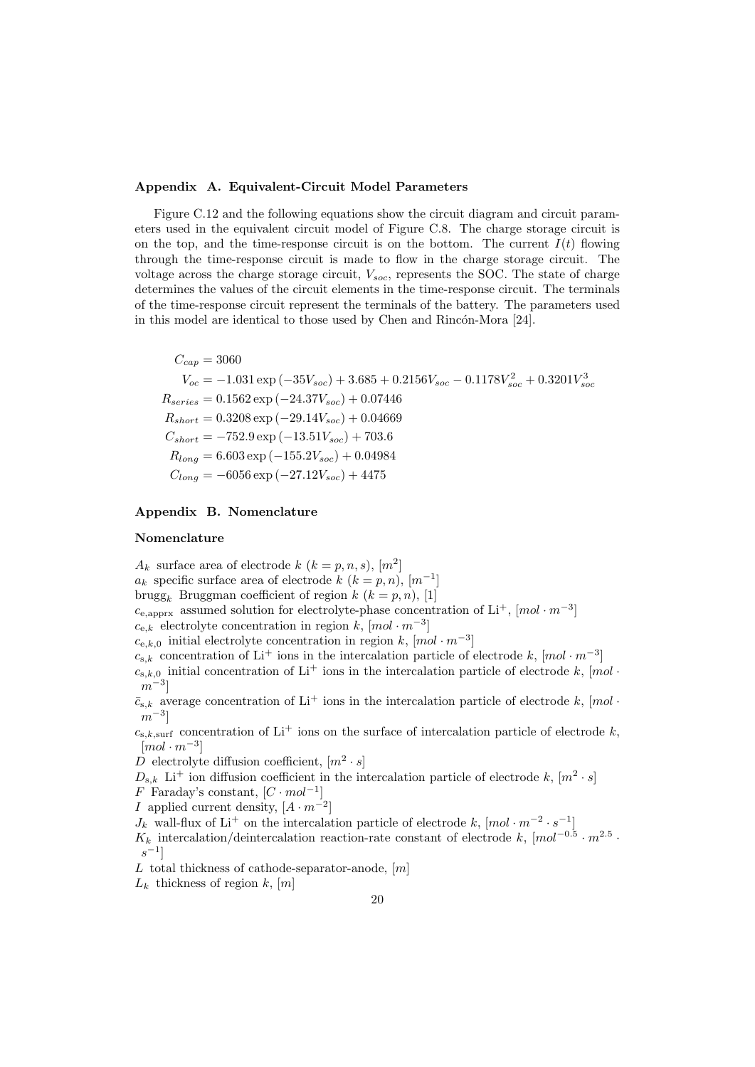## Appendix A. Equivalent-Circuit Model Parameters

Figure C.12 and the following equations show the circuit diagram and circuit parameters used in the equivalent circuit model of Figure C.8. The charge storage circuit is on the top, and the time-response circuit is on the bottom. The current $I(t)$ flowing through the time-response circuit is made to flow in the charge storage circuit. The voltage across the charge storage circuit, $V_{soc}$, represents the SOC. The state of charge determines the values of the circuit elements in the time-response circuit. The terminals of the time-response circuit represent the terminals of the battery. The parameters used in this model are identical to those used by Chen and Rincón-Mora [24].

$$
\begin{aligned}
C_{cap} &= 3060 \\
V_{oc} &= -1.031\exp\left(-35V_{soc}\right) + 3.685 + 0.2156V_{soc} - 0.1178V_{soc}^2 + 0.3201V_{soc}^3 \\
R_{series} &= 0.1562\exp\left(-24.37V_{soc}\right) + 0.07446 \\
R_{short} &= 0.3208\exp\left(-29.14V_{soc}\right) + 0.04669 \\
C_{short} &= -752.9\exp\left(-13.51V_{soc}\right) + 703.6 \\
R_{long} &= 6.603\exp\left(-155.2V_{soc}\right) + 0.04984 \\
C_{long} &= -6056\exp\left(-27.12V_{soc}\right) + 4475
\end{aligned}
$$

## Appendix B. Nomenclature

### Nomenclature

$A_k$ surface area of electrode $k$ ($k = p, n, s$), $[m^2]$

$a_k$ specific surface area of electrode $k$ ($k = p, n$), $[m^{-1}]$

$\text{brugg}_k$ Bruggman coefficient of region $k$ ($k = p, n$), [1]

$c_{\text{e,apprx}}$ assumed solution for electrolyte-phase concentration of $Li^+$, $[mol \cdot m^{-3}]$

$c_{\text{e},k}$ electrolyte concentration in region $k$, $[mol \cdot m^{-3}]$

$c_{\text{e},k,0}$ initial electrolyte concentration in region $k$, $[mol \cdot m^{-3}]$

$c_{\text{s},k}$ concentration of $Li^+$ ions in the intercalation particle of electrode $k$, $[mol \cdot m^{-3}]$

$c_{\text{s},k,0}$ initial concentration of $Li^+$ ions in the intercalation particle of electrode $k$, $[mol \cdot m^{-3}]$

$\bar{c}_{\text{s},k}$ average concentration of $Li^+$ ions in the intercalation particle of electrode $k$, $[mol \cdot m^{-3}]$

$c_{\text{s},k,\text{surf}}$ concentration of $Li^+$ ions on the surface of intercalation particle of electrode $k$, $[mol \cdot m^{-3}]$

$D$ electrolyte diffusion coefficient, $[m^2 \cdot s]$

$D_{\text{s},k}$ $Li^+$ ion diffusion coefficient in the intercalation particle of electrode $k$, $[m^2 \cdot s]$

$F$ Faraday's constant, $[C \cdot mol^{-1}]$

$I$ applied current density, $[A \cdot m^{-2}]$

$J_k$ wall-flux of $Li^+$ on the intercalation particle of electrode $k$, $[mol \cdot m^{-2} \cdot s^{-1}]$

$K_k$ intercalation/deintercalation reaction-rate constant of electrode $k$, $[mol^{-0.5} \cdot m^{2.5} \cdot s^{-1}]$

$L$ total thickness of cathode-separator-anode, $[m]$

$L_k$ thickness of region $k$, $[m]$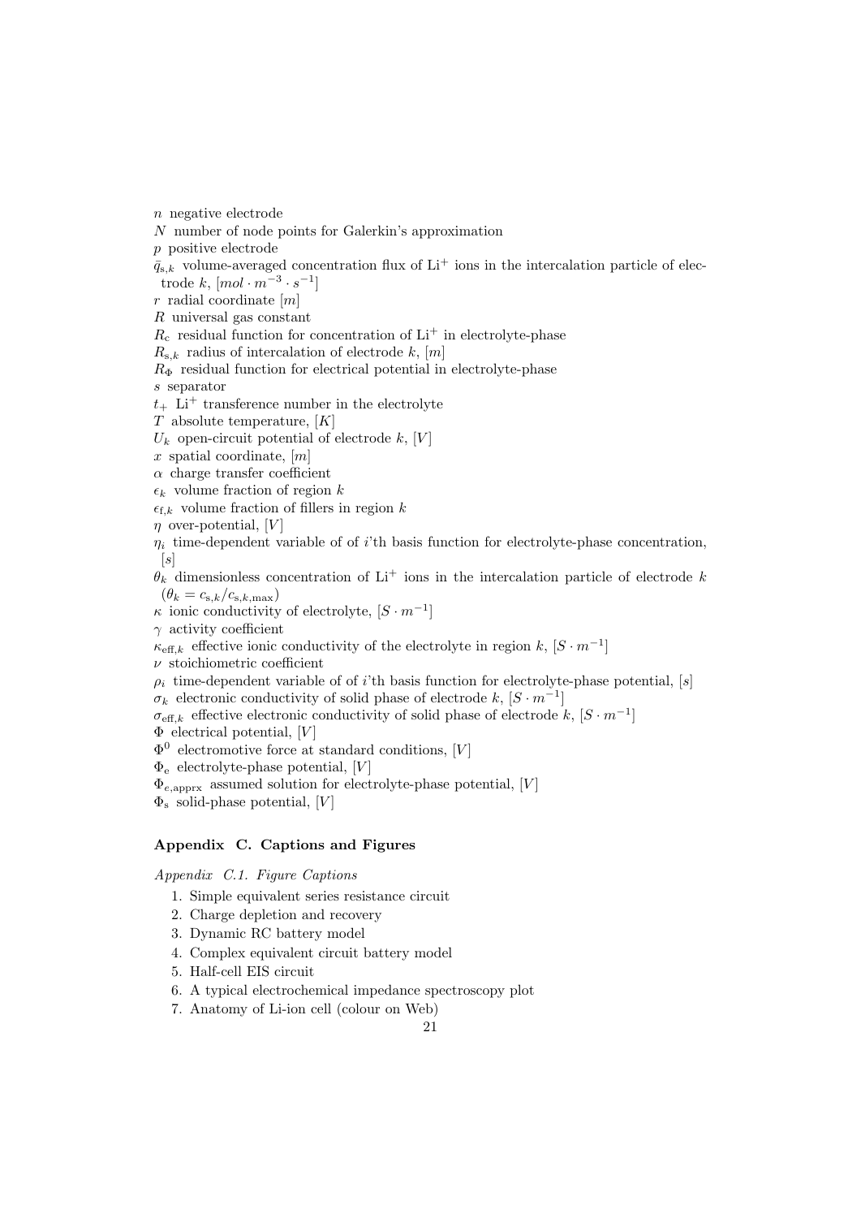$n$ negative electrode

$N$ number of node points for Galerkin's approximation

$p$ positive electrode

$\bar{q}_{\mathrm{s},k}$ volume-averaged concentration flux of $\mathrm{Li}^+$ ions in the intercalation particle of electrode $k$, $[mol \cdot m^{-3} \cdot s^{-1}]$

$r$ radial coordinate $[m]$

$R$ universal gas constant

$R_{\mathrm{c}}$ residual function for concentration of $\mathrm{Li}^+$ in electrolyte-phase

$R_{\mathrm{s},k}$ radius of intercalation of electrode $k$, $[m]$

$R_{\Phi}$ residual function for electrical potential in electrolyte-phase

$s$ separator

$t_+$ $\mathrm{Li}^+$ transference number in the electrolyte

$T$ absolute temperature, $[K]$

$U_k$ open-circuit potential of electrode $k$, $[V]$

$x$ spatial coordinate, $[m]$

$\alpha$ charge transfer coefficient

$\epsilon_k$ volume fraction of region $k$

$\epsilon_{\mathrm{f},k}$ volume fraction of fillers in region $k$

$\eta$ over-potential, $[V]$

$\eta_i$ time-dependent variable of of $i$'th basis function for electrolyte-phase concentration, $[s]$

$\theta_k$ dimensionless concentration of $\mathrm{Li}^+$ ions in the intercalation particle of electrode $k$ ($\theta_k = c_{\mathrm{s},k}/c_{\mathrm{s},k,\max}$)

$\kappa$ ionic conductivity of electrolyte, $[S \cdot m^{-1}]$

$\gamma$ activity coefficient

$\kappa_{\mathrm{eff},k}$ effective ionic conductivity of the electrolyte in region $k$, $[S \cdot m^{-1}]$

$\nu$ stoichiometric coefficient

$\rho_i$ time-dependent variable of of $i$'th basis function for electrolyte-phase potential, $[s]$

$\sigma_k$ electronic conductivity of solid phase of electrode $k$, $[S \cdot m^{-1}]$

$\sigma_{\mathrm{eff},k}$ effective electronic conductivity of solid phase of electrode $k$, $[S \cdot m^{-1}]$

$\Phi$ electrical potential, $[V]$

$\Phi^0$ electromotive force at standard conditions, $[V]$

$\Phi_{\mathrm{e}}$ electrolyte-phase potential, $[V]$

$\Phi_{e,\mathrm{apprx}}$ assumed solution for electrolyte-phase potential, $[V]$

$\Phi_{\mathrm{s}}$ solid-phase potential, $[V]$

## Appendix C. Captions and Figures

*Appendix C.1. Figure Captions*

1. Simple equivalent series resistance circuit
2. Charge depletion and recovery
3. Dynamic RC battery model
4. Complex equivalent circuit battery model
5. Half-cell EIS circuit
6. A typical electrochemical impedance spectroscopy plot
7. Anatomy of Li-ion cell (colour on Web)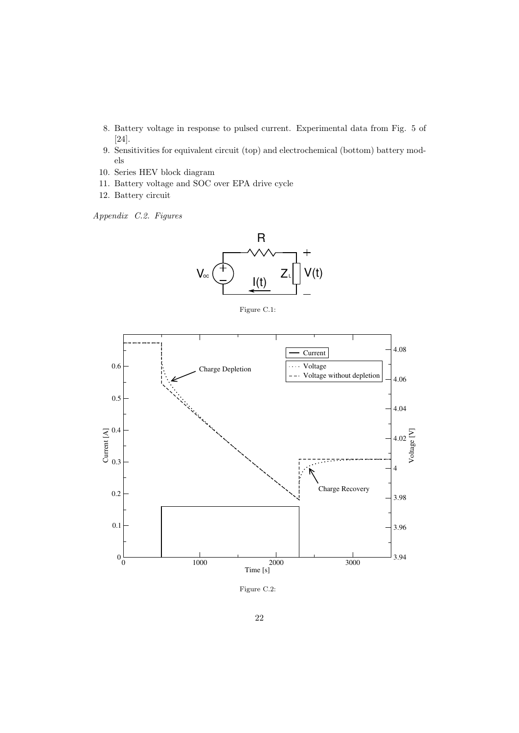8. Battery voltage in response to pulsed current. Experimental data from Fig. 5 of [24].
9. Sensitivities for equivalent circuit (top) and electrochemical (bottom) battery models
10. Series HEV block diagram
11. Battery voltage and SOC over EPA drive cycle
12. Battery circuit

*Appendix C.2. Figures*

Figure C.1:

Figure C.2: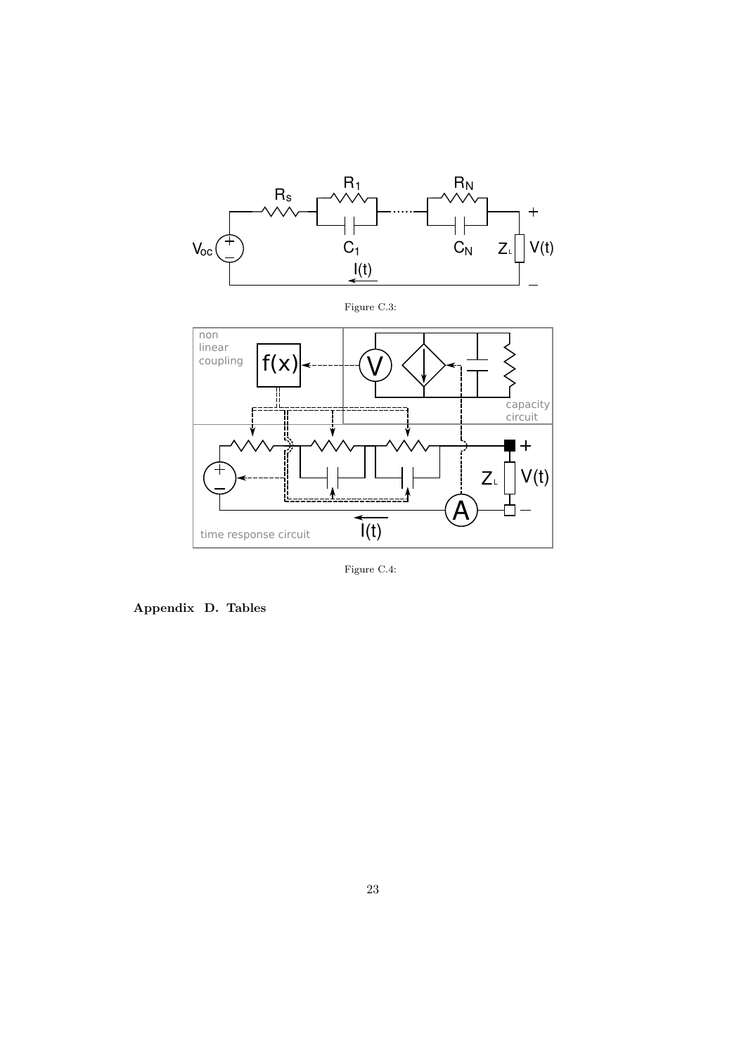Figure C.3:

Figure C.4:

## Appendix D. Tables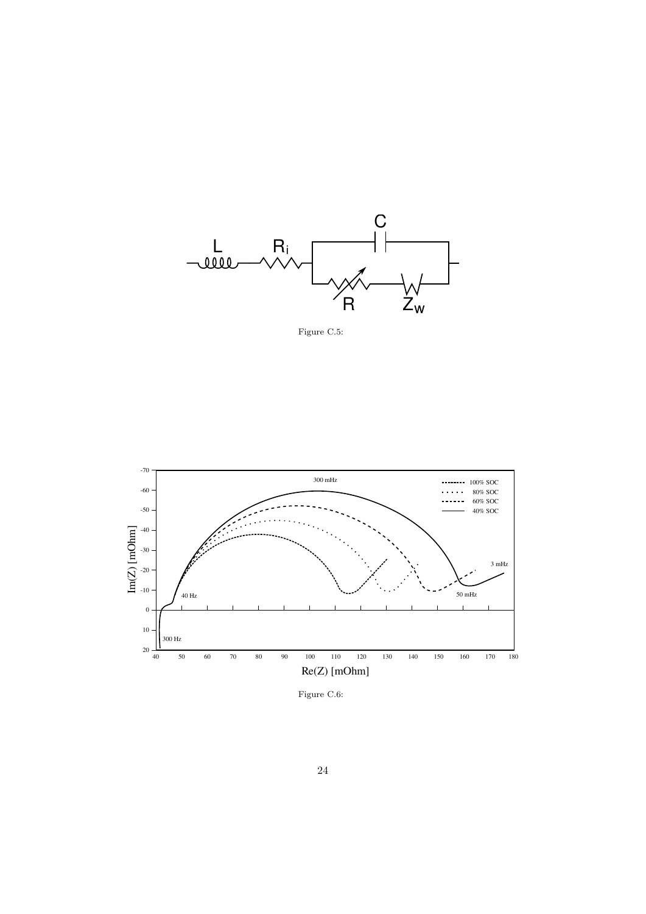Figure C.5:

Figure C.6: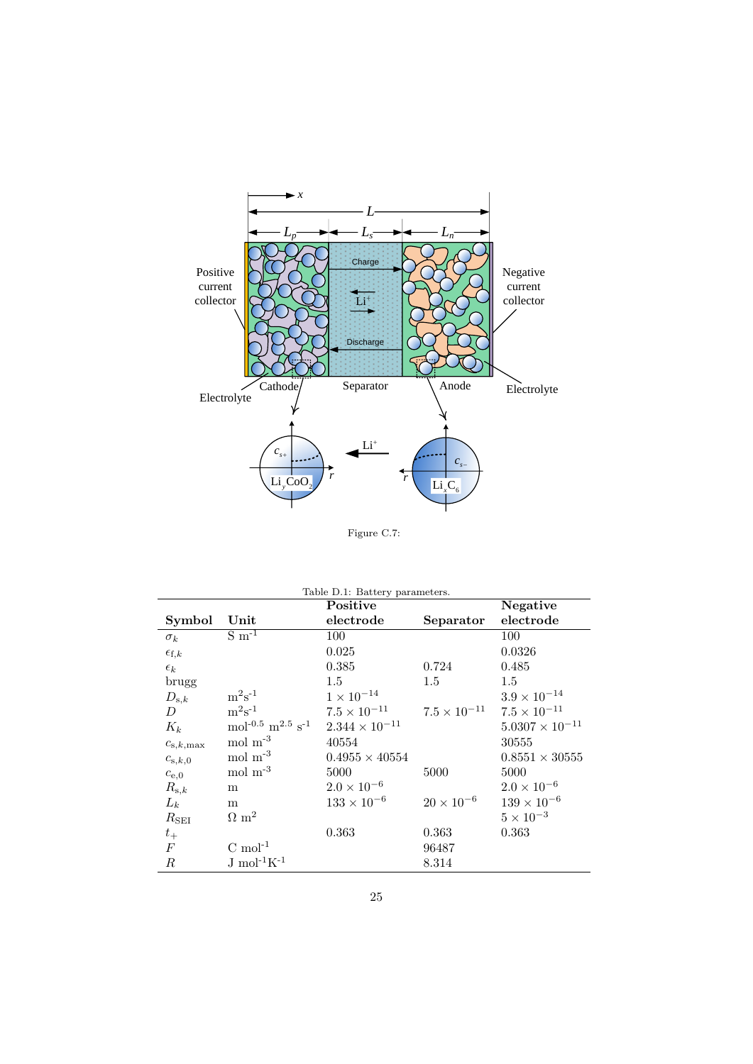Figure C.7:

Table D.1: Battery parameters.

| Symbol | Unit | Positive electrode | Separator | Negative electrode |
|---|---|---|---|---|
| $\sigma_k$ | S m$^{-1}$ | 100 | | 100 |
| $\epsilon_{\mathrm{f},k}$ | | 0.025 | | 0.0326 |
| $\epsilon_k$ | | 0.385 | 0.724 | 0.485 |
| brugg | | 1.5 | 1.5 | 1.5 |
| $D_{\mathrm{s},k}$ | m$^2$s$^{-1}$ | $1 \times 10^{-14}$ | | $3.9 \times 10^{-14}$ |
| $D$ | m$^2$s$^{-1}$ | $7.5 \times 10^{-11}$ | $7.5 \times 10^{-11}$ | $7.5 \times 10^{-11}$ |
| $K_k$ | mol$^{-0.5}$ m$^{2.5}$ s$^{-1}$ | $2.344 \times 10^{-11}$ | | $5.0307 \times 10^{-11}$ |
| $c_{\mathrm{s},k,\mathrm{max}}$ | mol m$^{-3}$ | 40554 | | 30555 |
| $c_{\mathrm{s},k,0}$ | mol m$^{-3}$ | $0.4955 \times 40554$ | | $0.8551 \times 30555$ |
| $c_{\mathrm{e},0}$ | mol m$^{-3}$ | 5000 | 5000 | 5000 |
| $R_{\mathrm{s},k}$ | m | $2.0 \times 10^{-6}$ | | $2.0 \times 10^{-6}$ |
| $L_k$ | m | $133 \times 10^{-6}$ | $20 \times 10^{-6}$ | $139 \times 10^{-6}$ |
| $R_{\mathrm{SEI}}$ | $\Omega$ m$^2$ | | | $5 \times 10^{-3}$ |
| $t_+$ | | 0.363 | 0.363 | 0.363 |
| $F$ | C mol$^{-1}$ | | 96487 | |
| $R$ | J mol$^{-1}$K$^{-1}$ | | 8.314 | |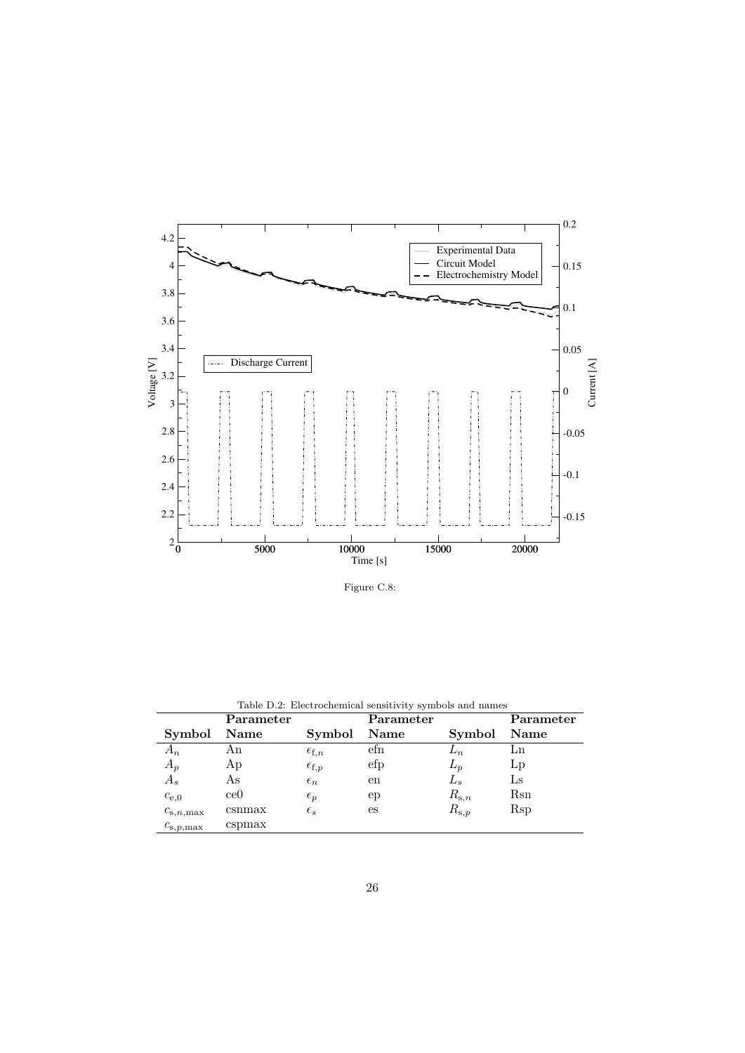Figure C.8:

Table D.2: Electrochemical sensitivity symbols and names

| Symbol | Parameter Name | Symbol | Parameter Name | Symbol | Parameter Name |
|---|---|---|---|---|---|
| $A_n$ | An | $\epsilon_{\mathrm{f},n}$ | efn | $L_n$ | Ln |
| $A_p$ | Ap | $\epsilon_{\mathrm{f},p}$ | efp | $L_p$ | Lp |
| $A_s$ | As | $\epsilon_n$ | en | $L_s$ | Ls |
| $c_{\mathrm{e},0}$ | ce0 | $\epsilon_p$ | ep | $R_{\mathrm{s},n}$ | Rsn |
| $c_{\mathrm{s},n,\max}$ | csnmax | $\epsilon_s$ | es | $R_{\mathrm{s},p}$ | Rsp |
| $c_{\mathrm{s},p,\max}$ | cspmax | | | | |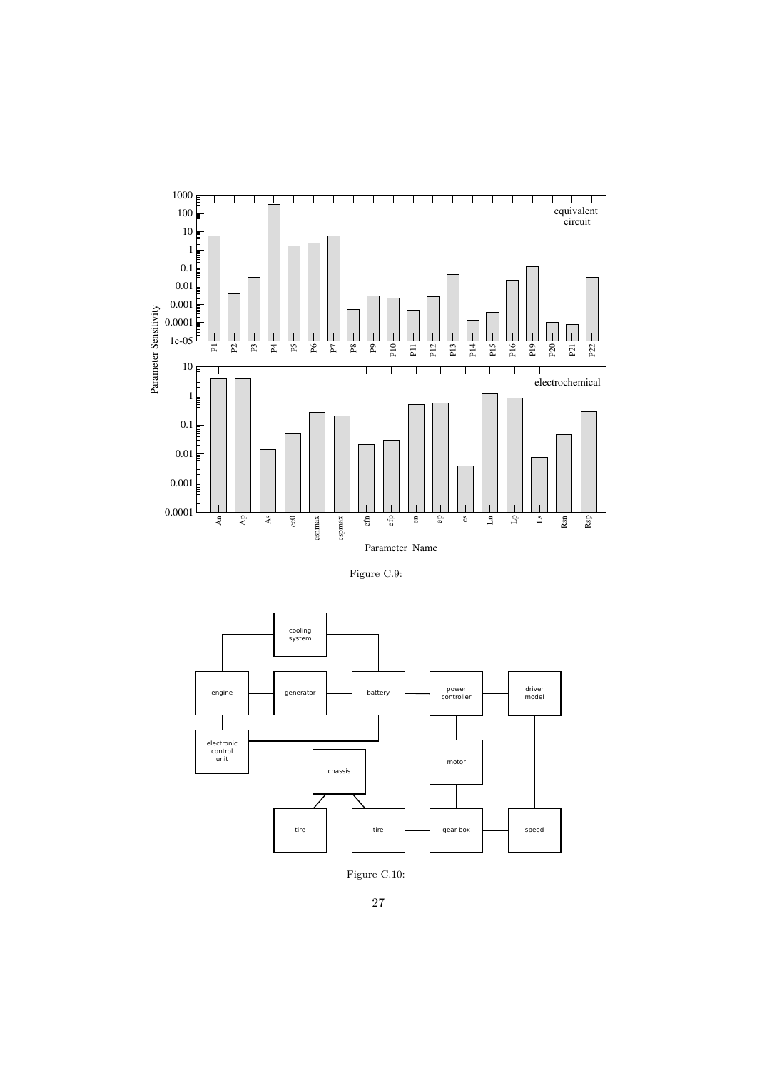Figure C.9:

Figure C.10: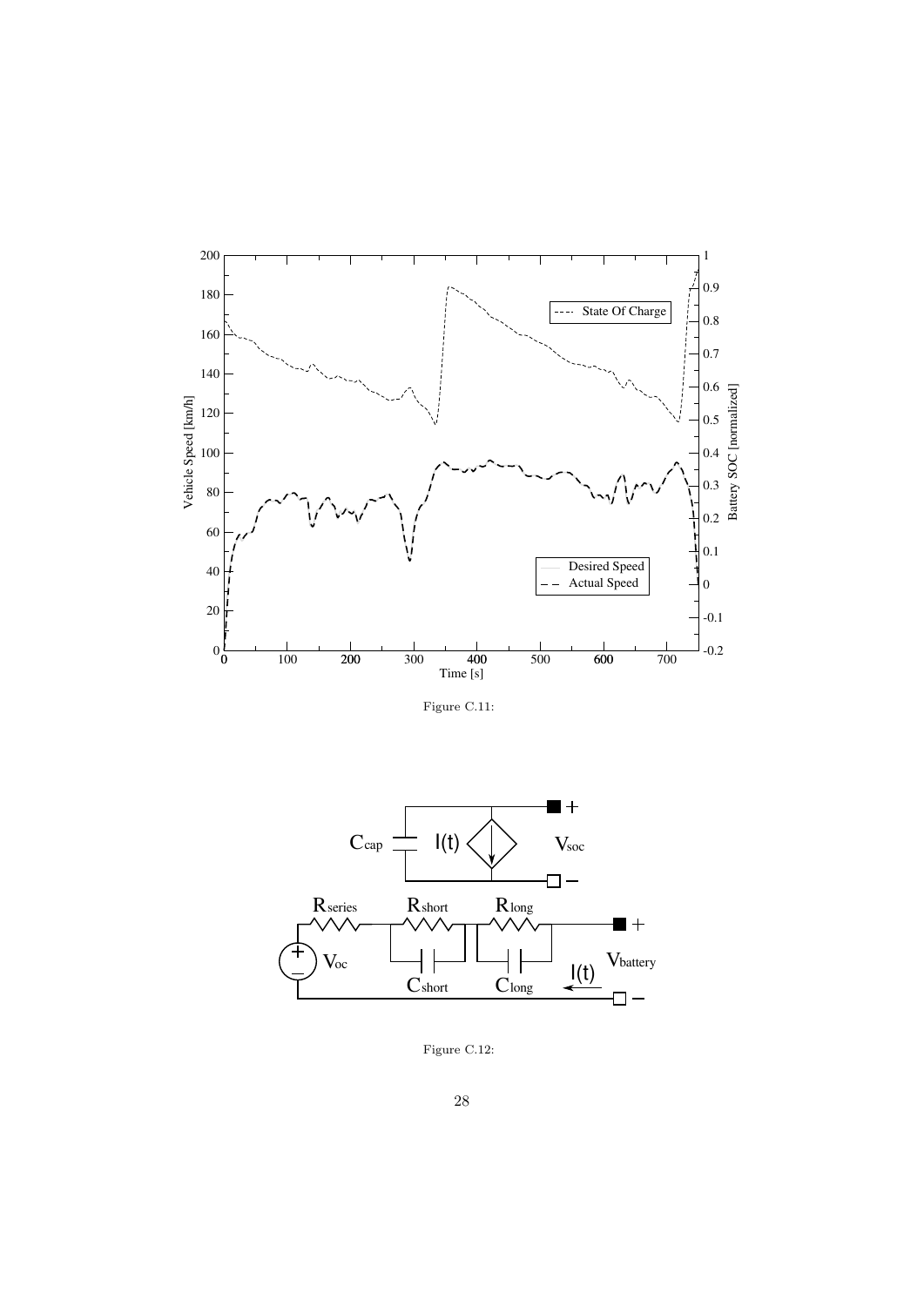Vehicle Speed [km/h]

Battery SOC [normalized]

Time [s]

0
20
40
60
80
100
120
140
160
180
200

0
100
200
300
400
500
600
700

-0.2
-0.1
0
0.1
0.2
0.3
0.4
0.5
0.6
0.7
0.8
0.9
1

State Of Charge

Desired Speed

Actual Speed

Figure C.11:

$C_{cap}$

I(t)

$V_{soc}$

+

−

$R_{series}$

$R_{short}$

$R_{long}$

$V_{oc}$

$C_{short}$

$C_{long}$

I(t)

$V_{battery}$

+

−

Figure C.12: